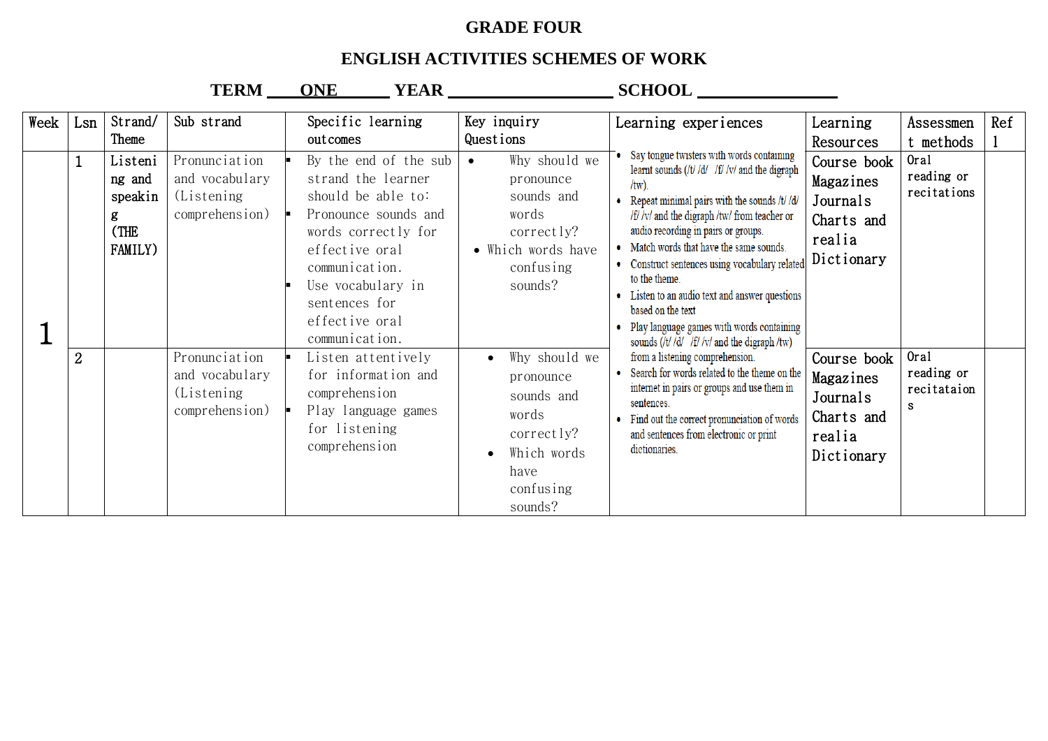# GRADE FOUR

## ENGLISH ACTIVITIES SCHEMES OF WORK

**TERM ONE YEAR ____________ SCHOOL ____________**

| Week | Lsn | Strand/ Theme | Sub strand | Specific learning outcomes | Key inquiry Questions | Learning experiences | Learning Resources | Assessment methods | Ref l |
|---|---|---|---|---|---|---|---|---|---|
| 1 | 1 | Listening and speaking (THE FAMILY) | Pronunciation and vocabulary (Listening comprehension) | By the end of the sub strand the learner should be able to: <br> ▪ Pronounce sounds and words correctly for effective oral communication. <br> ▪ Use vocabulary in sentences for effective oral communication. | • Why should we pronounce sounds and words correctly? <br> • Which words have confusing sounds? | • Say tongue twisters with words containing learnt sounds (/t/ /d/ /f/ /v/ and the digraph /tw). <br> • Repeat minimal pairs with the sounds /t/ /d/ /f/ /v/ and the digraph /tw/ from teacher or audio recording in pairs or groups. <br> • Match words that have the same sounds. <br> • Construct sentences using vocabulary related to the theme. <br> • Listen to an audio text and answer questions based on the text <br> • Play language games with words containing sounds (/t/ /d/ /f/ /v/ and the digraph /tw) from a listening comprehension. <br> • Search for words related to the theme on the internet in pairs or groups and use them in sentences. <br> • Find out the correct pronunciation of words and sentences from electronic or print dictionaries. | Course book <br> Magazines <br> Journals <br> Charts and realia <br> Dictionary | Oral reading or recitations | |
| | 2 | | Pronunciation and vocabulary (Listening comprehension) | ▪ Listen attentively for information and comprehension <br> ▪ Play language games for listening comprehension | • Why should we pronounce sounds and words correctly? <br> • Which words have confusing sounds? | | Course book <br> Magazines <br> Journals <br> Charts and realia <br> Dictionary | Oral reading or recitataions | |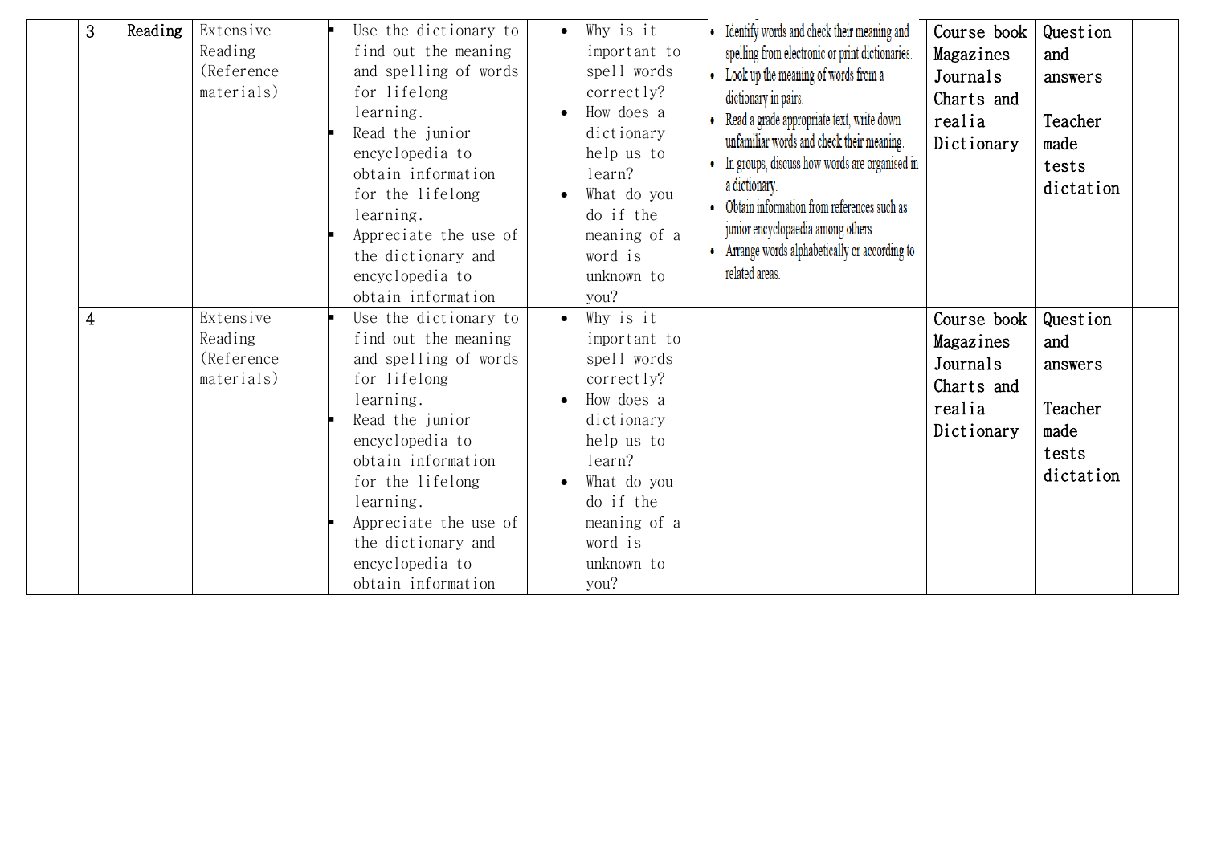|  | 3 | Reading | Extensive Reading (Reference materials) | ▪ Use the dictionary to find out the meaning and spelling of words for lifelong learning.<br>▪ Read the junior encyclopedia to obtain information for the lifelong learning.<br>▪ Appreciate the use of the dictionary and encyclopedia to obtain information | • Why is it important to spell words correctly?<br>• How does a dictionary help us to learn?<br>• What do you do if the meaning of a word is unknown to you? | • Identify words and check their meaning and spelling from electronic or print dictionaries.<br>• Look up the meaning of words from a dictionary in pairs.<br>• Read a grade appropriate text, write down unfamiliar words and check their meaning.<br>• In groups, discuss how words are organised in a dictionary.<br>• Obtain information from references such as junior encyclopaedia among others.<br>• Arrange words alphabetically or according to related areas. | Course book<br>Magazines<br>Journals<br>Charts and realia<br>Dictionary | Question and answers<br><br>Teacher made tests<br>dictation |  |
|---|---|---|---|---|---|---|---|---|---|
|  | 4 |  | Extensive Reading (Reference materials) | ▪ Use the dictionary to find out the meaning and spelling of words for lifelong learning.<br>▪ Read the junior encyclopedia to obtain information for the lifelong learning.<br>▪ Appreciate the use of the dictionary and encyclopedia to obtain information | • Why is it important to spell words correctly?<br>• How does a dictionary help us to learn?<br>• What do you do if the meaning of a word is unknown to you? |  | Course book<br>Magazines<br>Journals<br>Charts and realia<br>Dictionary | Question and answers<br><br>Teacher made tests<br>dictation |  |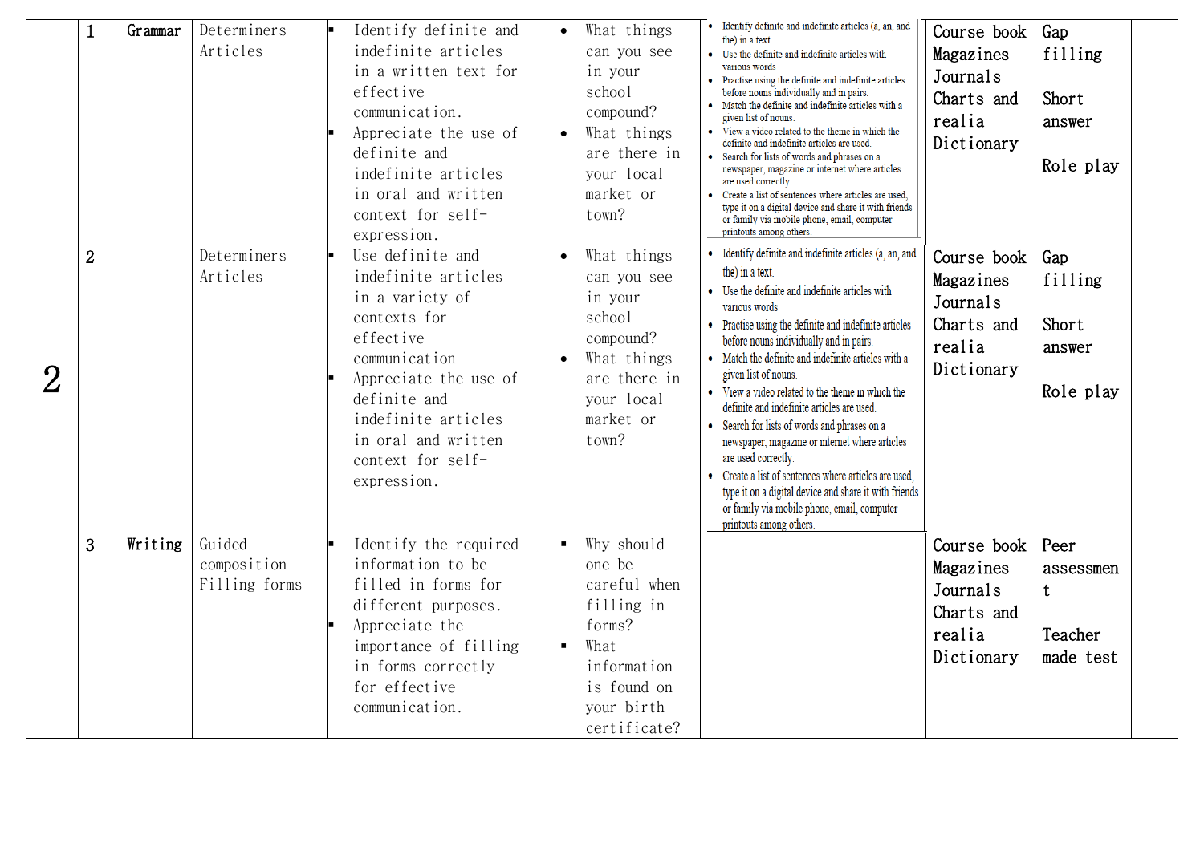| 2 | 1 | Grammar | Determiners<br>Articles | ▪ Identify definite and indefinite articles in a written text for effective communication.<br>▪ Appreciate the use of definite and indefinite articles in oral and written context for self-expression. | • What things can you see in your school compound?<br>• What things are there in your local market or town? | • Identify definite and indefinite articles (a, an, and the) in a text.<br>• Use the definite and indefinite articles with various words<br>• Practise using the definite and indefinite articles before nouns individually and in pairs.<br>• Match the definite and indefinite articles with a given list of nouns.<br>• View a video related to the theme in which the definite and indefinite articles are used.<br>• Search for lists of words and phrases on a newspaper, magazine or internet where articles are used correctly.<br>• Create a list of sentences where articles are used, type it on a digital device and share it with friends or family via mobile phone, email, computer printouts among others. | Course book<br>Magazines<br>Journals<br>Charts and realia<br>Dictionary | Gap filling<br><br>Short answer<br><br>Role play | |
|---|---|---|---|---|---|---|---|---|---|
| | 2 | | Determiners<br>Articles | ▪ Use definite and indefinite articles in a variety of contexts for effective communication<br>▪ Appreciate the use of definite and indefinite articles in oral and written context for self-expression. | • What things can you see in your school compound?<br>• What things are there in your local market or town? | • Identify definite and indefinite articles (a, an, and the) in a text.<br>• Use the definite and indefinite articles with various words<br>• Practise using the definite and indefinite articles before nouns individually and in pairs.<br>• Match the definite and indefinite articles with a given list of nouns.<br>• View a video related to the theme in which the definite and indefinite articles are used.<br>• Search for lists of words and phrases on a newspaper, magazine or internet where articles are used correctly.<br>• Create a list of sentences where articles are used, type it on a digital device and share it with friends or family via mobile phone, email, computer printouts among others. | Course book<br>Magazines<br>Journals<br>Charts and realia<br>Dictionary | Gap filling<br><br>Short answer<br><br>Role play | |
| | 3 | Writing | Guided composition<br>Filling forms | ▪ Identify the required information to be filled in forms for different purposes.<br>▪ Appreciate the importance of filling in forms correctly for effective communication. | ▪ Why should one be careful when filling in forms?<br>▪ What information is found on your birth certificate? | | Course book<br>Magazines<br>Journals<br>Charts and realia<br>Dictionary | Peer assessment<br><br>Teacher made test | |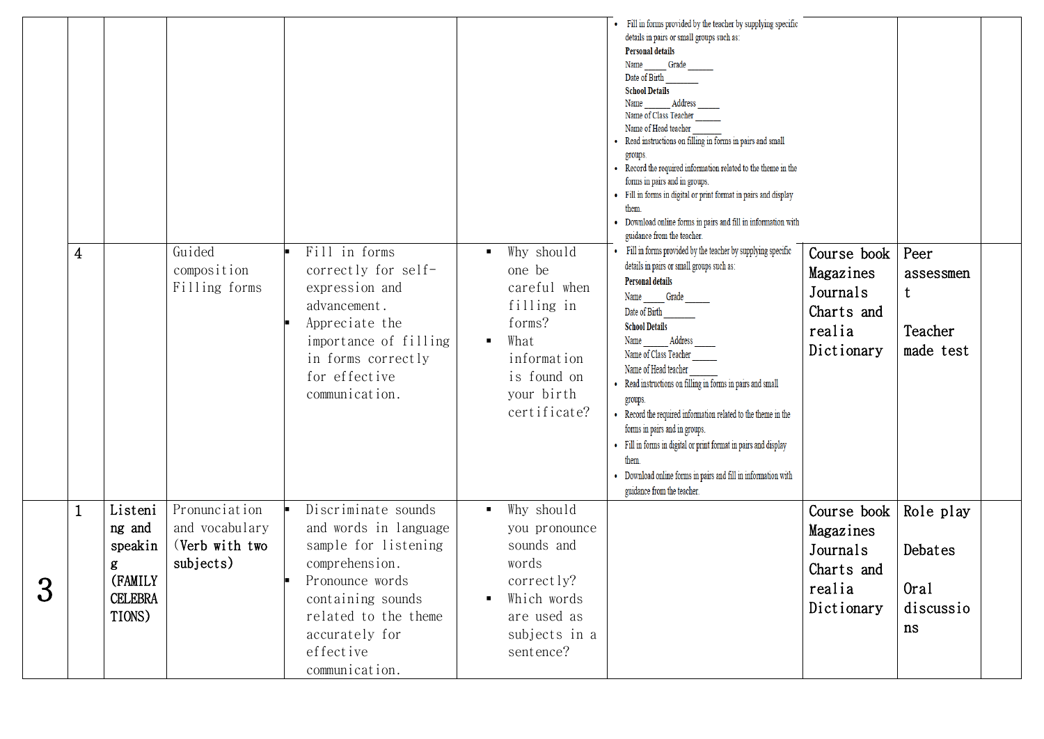| | | | | | | | | | |
|---|---|---|---|---|---|---|---|---|---|
| | | | | | | • Fill in forms provided by the teacher by supplying specific details in pairs or small groups such as:<br>**Personal details**<br>Name _____ Grade ______<br>Date of Birth _______<br>**School Details**<br>Name ______ Address _____<br>Name of Class Teacher _____<br>Name of Head teacher ______<br>• Read instructions on filling in forms in pairs and small groups.<br>• Record the required information related to the theme in the forms in pairs and in groups.<br>• Fill in forms in digital or print format in pairs and display them.<br>• Download online forms in pairs and fill in information with guidance from the teacher. | | | |
| | 4 | | Guided composition Filling forms | ▪ Fill in forms correctly for self-expression and advancement.<br>▪ Appreciate the importance of filling in forms correctly for effective communication. | ▪ Why should one be careful when filling in forms?<br>▪ What information is found on your birth certificate? | • Fill in forms provided by the teacher by supplying specific details in pairs or small groups such as:<br>**Personal details**<br>Name _____ Grade _____<br>Date of Birth ______<br>**School Details**<br>Name ______ Address _____<br>Name of Class Teacher _____<br>Name of Head teacher ______<br>• Read instructions on filling in forms in pairs and small groups.<br>• Record the required information related to the theme in the forms in pairs and in groups.<br>• Fill in forms in digital or print format in pairs and display them.<br>• Download online forms in pairs and fill in information with guidance from the teacher. | Course book<br>Magazines<br>Journals<br>Charts and realia<br>Dictionary | Peer assessment<br><br>Teacher made test | |
| 3 | 1 | Listening and speaking (FAMILY CELEBRATIONS) | Pronunciation and vocabulary (**Verb with two subjects**) | ▪ Discriminate sounds and words in language sample for listening comprehension.<br>▪ Pronounce words containing sounds related to the theme accurately for effective communication. | ▪ Why should you pronounce sounds and words correctly?<br>▪ Which words are used as subjects in a sentence? | | Course book<br>Magazines<br>Journals<br>Charts and realia<br>Dictionary | Role play<br><br>Debates<br><br>Oral discussions | |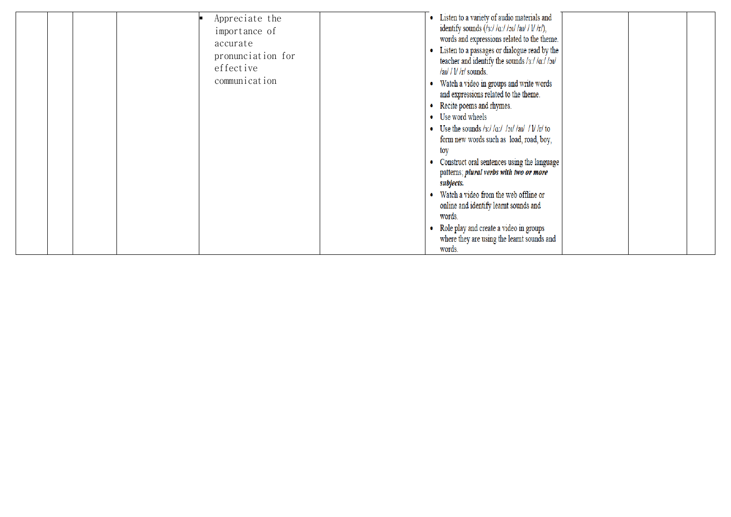| | | | | | | | | | |
|---|---|---|---|---|---|---|---|---|---|
| | | | | ▪ Appreciate the importance of accurate pronunciation for effective communication | | • Listen to a variety of audio materials and identify sounds (/ɜ:/ /ɑ:/ /ɔɪ/ /aɪ/ / l/ /r/), words and expressions related to the theme.<br>• Listen to a passages or dialogue read by the teacher and identify the sounds /ɜ:/ /ɑ:/ /ɔɪ/ /aɪ/ / l/ /r/ sounds.<br>• Watch a video in groups and write words and expressions related to the theme.<br>• Recite poems and rhymes.<br>• Use word wheels<br>• Use the sounds /ɜ:/ /ɑ:/ /ɔɪ/ /aɪ/ / l/ /r/ to form new words such as load, road, boy, toy<br>• Construct oral sentences using the language patterns; ***plural verbs with two or more subjects.***<br>• Watch a video from the web offline or online and identify learnt sounds and words.<br>• Role play and create a video in groups where they are using the learnt sounds and words. | | | |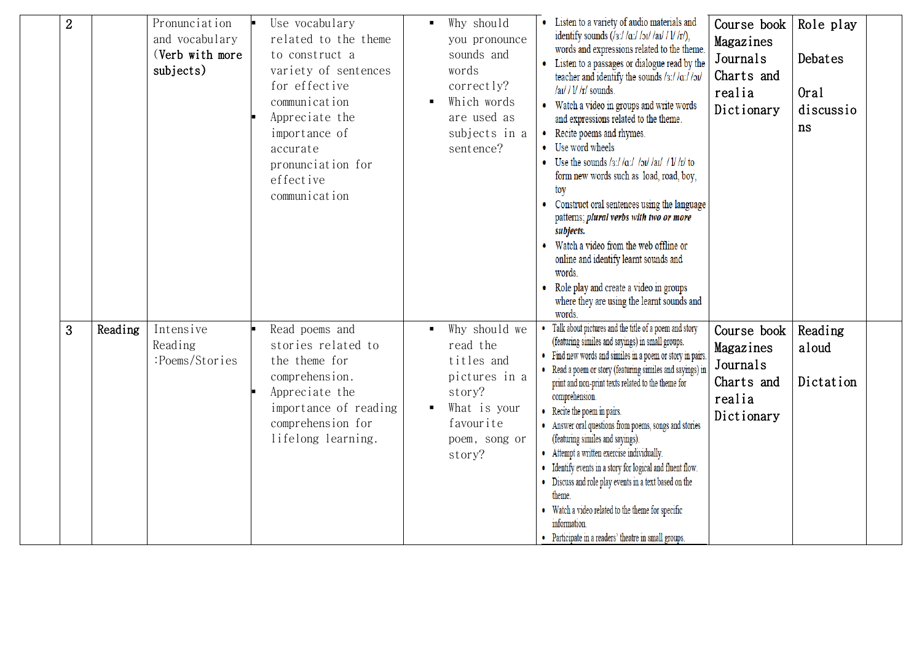| | 2 | | Pronunciation and vocabulary (**Verb with more subjects**) | ▪ Use vocabulary related to the theme to construct a variety of sentences for effective communication<br>▪ Appreciate the importance of accurate pronunciation for effective communication | ▪ Why should you pronounce sounds and words correctly?<br>▪ Which words are used as subjects in a sentence? | • Listen to a variety of audio materials and identify sounds (/ɜː/ /ɑː/ /ɔɪ/ /aɪ/ / l/ /r/), words and expressions related to the theme.<br>• Listen to a passages or dialogue read by the teacher and identify the sounds /ɜː/ /ɑː/ /ɔɪ/ /aɪ/ / l/ /r/ sounds.<br>• Watch a video in groups and write words and expressions related to the theme.<br>• Recite poems and rhymes.<br>• Use word wheels<br>• Use the sounds /ɜː/ /ɑː/ /ɔɪ/ /aɪ/ / l/ /r/ to form new words such as load, road, boy, toy<br>• Construct oral sentences using the language patterns; ***plural verbs with two or more subjects.***<br>• Watch a video from the web offline or online and identify learnt sounds and words.<br>• Role play and create a video in groups where they are using the learnt sounds and words. | Course book<br>Magazines<br>Journals<br>Charts and realia<br>Dictionary | Role play<br><br>Debates<br><br>Oral discussions | |
|---|---|---|---|---|---|---|---|---|---|
| | 3 | Reading | Intensive Reading :Poems/Stories | ▪ Read poems and stories related to the theme for comprehension.<br>▪ Appreciate the importance of reading comprehension for lifelong learning. | ▪ Why should we read the titles and pictures in a story?<br>▪ What is your favourite poem, song or story? | • Talk about pictures and the title of a poem and story (featuring similes and sayings) in small groups.<br>• Find new words and similes in a poem or story in pairs.<br>• Read a poem or story (featuring similes and sayings) in print and non-print texts related to the theme for comprehension.<br>• Recite the poem in pairs.<br>• Answer oral questions from poems, songs and stories (featuring similes and sayings).<br>• Attempt a written exercise individually.<br>• Identify events in a story for logical and fluent flow.<br>• Discuss and role play events in a text based on the theme.<br>• Watch a video related to the theme for specific information.<br>• Participate in a readers' theatre in small groups. | Course book<br>Magazines<br>Journals<br>Charts and realia<br>Dictionary | Reading aloud<br><br>Dictation | |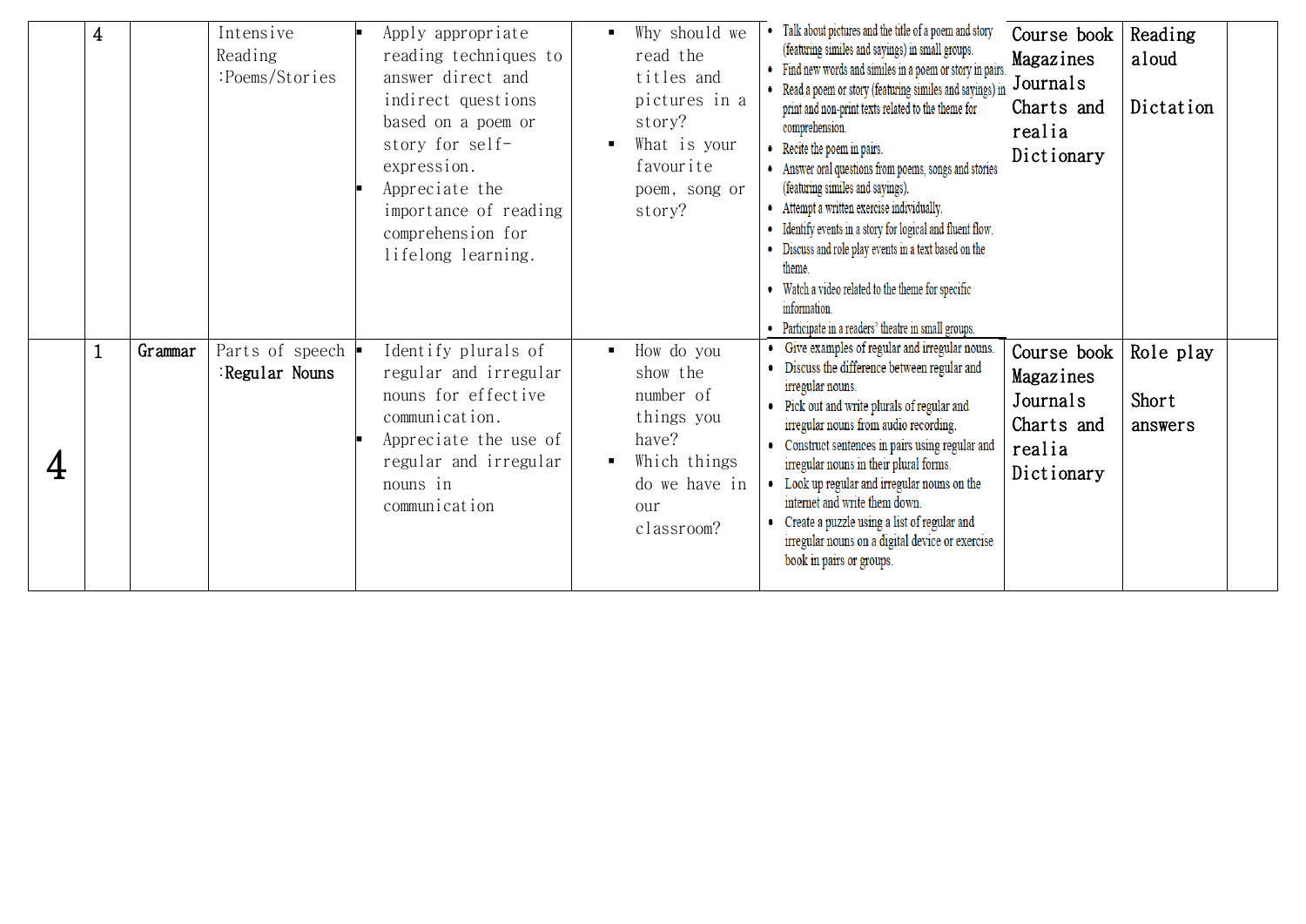| | 4 | | Intensive Reading :Poems/Stories | ▪ Apply appropriate reading techniques to answer direct and indirect questions based on a poem or story for self-expression.<br>▪ Appreciate the importance of reading comprehension for lifelong learning. | ▪ Why should we read the titles and pictures in a story?<br>▪ What is your favourite poem, song or story? | • Talk about pictures and the title of a poem and story (featuring similes and sayings) in small groups.<br>• Find new words and similes in a poem or story in pairs.<br>• Read a poem or story (featuring similes and sayings) in print and non-print texts related to the theme for comprehension.<br>• Recite the poem in pairs.<br>• Answer oral questions from poems, songs and stories (featuring similes and sayings).<br>• Attempt a written exercise individually.<br>• Identify events in a story for logical and fluent flow.<br>• Discuss and role play events in a text based on the theme.<br>• Watch a video related to the theme for specific information.<br>• Participate in a readers' theatre in small groups. | Course book<br>Magazines<br>Journals<br>Charts and realia<br>Dictionary | Reading aloud<br><br>Dictation | |
|---|---|---|---|---|---|---|---|---|---|
| 4 | 1 | Grammar | Parts of speech :**Regular Nouns** | ▪ Identify plurals of regular and irregular nouns for effective communication.<br>▪ Appreciate the use of regular and irregular nouns in communication | ▪ How do you show the number of things you have?<br>▪ Which things do we have in our classroom? | • Give examples of regular and irregular nouns.<br>• Discuss the difference between regular and irregular nouns.<br>• Pick out and write plurals of regular and irregular nouns from audio recording.<br>• Construct sentences in pairs using regular and irregular nouns in their plural forms.<br>• Look up regular and irregular nouns on the internet and write them down.<br>• Create a puzzle using a list of regular and irregular nouns on a digital device or exercise book in pairs or groups. | Course book<br>Magazines<br>Journals<br>Charts and realia<br>Dictionary | Role play<br><br>Short answers | |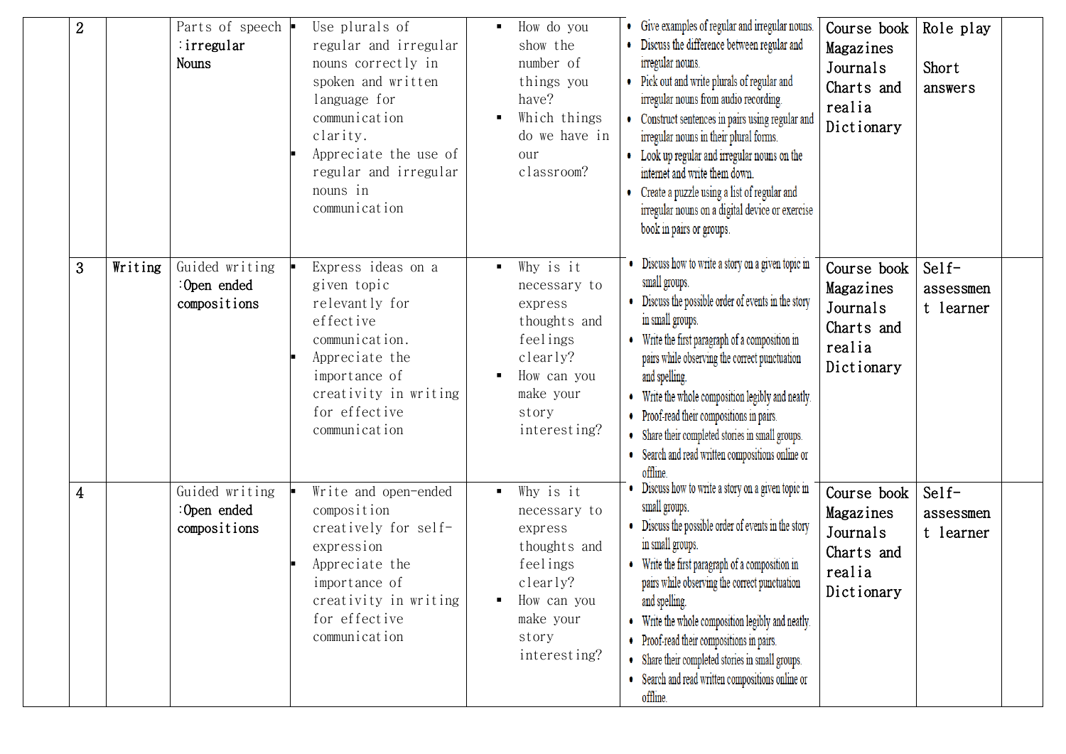| | 2 | | Parts of speech :irregular Nouns | ▪ Use plurals of regular and irregular nouns correctly in spoken and written language for communication clarity.<br>▪ Appreciate the use of regular and irregular nouns in communication | ▪ How do you show the number of things you have?<br>▪ Which things do we have in our classroom? | • Give examples of regular and irregular nouns.<br>• Discuss the difference between regular and irregular nouns.<br>• Pick out and write plurals of regular and irregular nouns from audio recording.<br>• Construct sentences in pairs using regular and irregular nouns in their plural forms.<br>• Look up regular and irregular nouns on the internet and write them down.<br>• Create a puzzle using a list of regular and irregular nouns on a digital device or exercise book in pairs or groups. | Course book<br>Magazines<br>Journals<br>Charts and realia<br>Dictionary | Role play<br><br>Short answers | |
|---|---|---|---|---|---|---|---|---|---|
| | 3 | Writing | Guided writing :Open ended compositions | ▪ Express ideas on a given topic relevantly for effective communication.<br>▪ Appreciate the importance of creativity in writing for effective communication | ▪ Why is it necessary to express thoughts and feelings clearly?<br>▪ How can you make your story interesting? | • Discuss how to write a story on a given topic in small groups.<br>• Discuss the possible order of events in the story in small groups.<br>• Write the first paragraph of a composition in pairs while observing the correct punctuation and spelling.<br>• Write the whole composition legibly and neatly.<br>• Proof-read their compositions in pairs.<br>• Share their completed stories in small groups.<br>• Search and read written compositions online or offline. | Course book<br>Magazines<br>Journals<br>Charts and realia<br>Dictionary | Self-assessment learner | |
| | 4 | | Guided writing :Open ended compositions | ▪ Write and open-ended composition creatively for self-expression<br>▪ Appreciate the importance of creativity in writing for effective communication | ▪ Why is it necessary to express thoughts and feelings clearly?<br>▪ How can you make your story interesting? | • Discuss how to write a story on a given topic in small groups.<br>• Discuss the possible order of events in the story in small groups.<br>• Write the first paragraph of a composition in pairs while observing the correct punctuation and spelling.<br>• Write the whole composition legibly and neatly.<br>• Proof-read their compositions in pairs.<br>• Share their completed stories in small groups.<br>• Search and read written compositions online or offline. | Course book<br>Magazines<br>Journals<br>Charts and realia<br>Dictionary | Self-assessment learner | |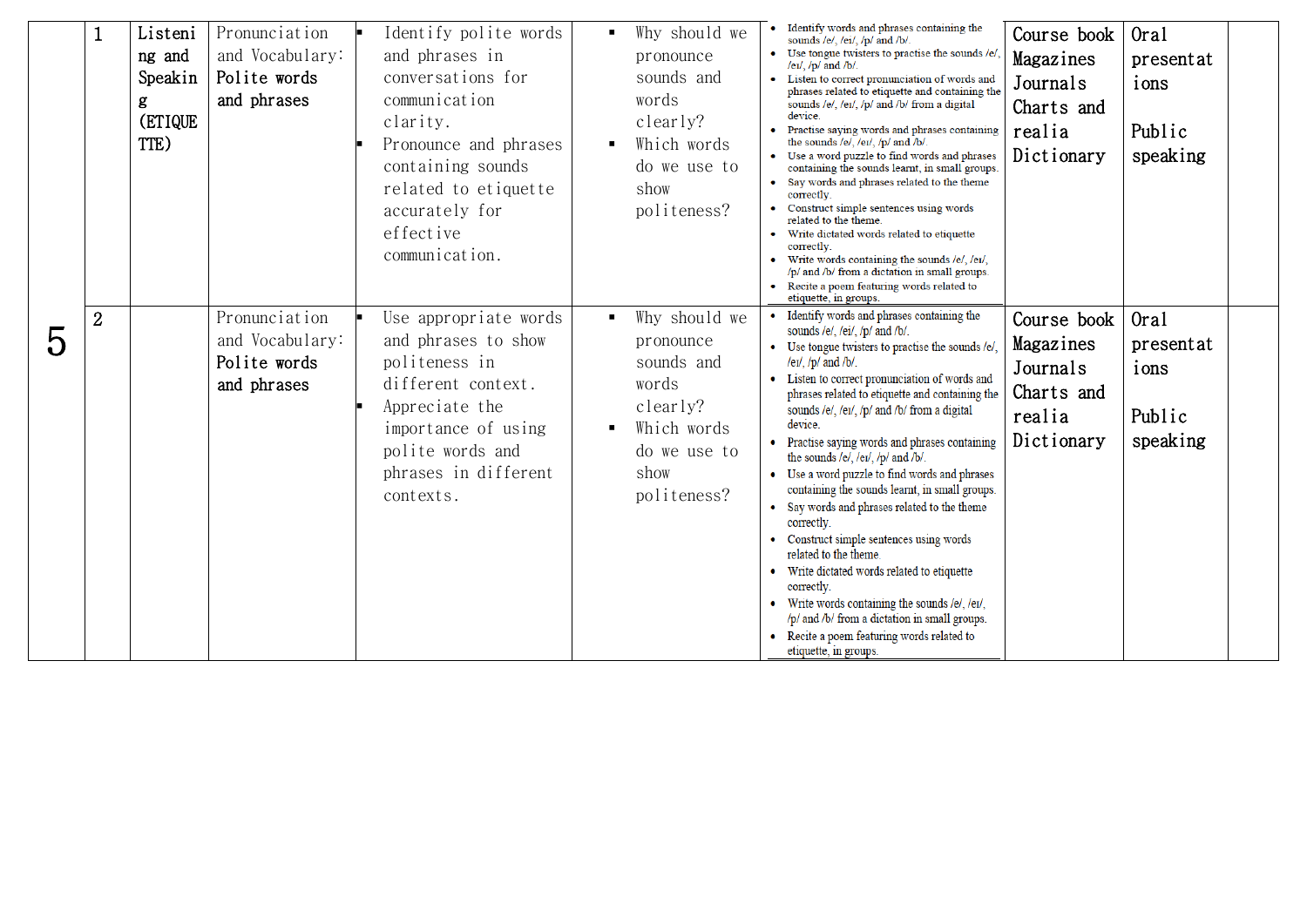| | | | | | | | | | |
|---|---|---|---|---|---|---|---|---|---|
| 5 | 1 | Listening and Speaking (ETIQUETTE) | Pronunciation and Vocabulary: **Polite words and phrases** | ▪ Identify polite words and phrases in communication for communication clarity.<br>▪ Pronounce and phrases containing sounds related to etiquette accurately for effective communication. | ▪ Why should we pronounce sounds and words clearly?<br>▪ Which words do we use to show politeness? | • Identify words and phrases containing the sounds /e/, /eɪ/, /p/ and /b/.<br>• Use tongue twisters to practise the sounds /e/, /eɪ/, /p/ and /b/.<br>• Listen to correct pronunciation of words and phrases related to etiquette and containing the sounds /e/, /eɪ/, /p/ and /b/ from a digital device.<br>• Practise saying words and phrases containing the sounds /e/, /eɪ/, /p/ and /b/.<br>• Use a word puzzle to find words and phrases containing the sounds learnt, in small groups.<br>• Say words and phrases related to the theme correctly.<br>• Construct simple sentences using words related to the theme.<br>• Write dictated words related to etiquette correctly.<br>• Write words containing the sounds /e/, /eɪ/, /p/ and /b/ from a dictation in small groups.<br>• Recite a poem featuring words related to etiquette, in groups. | Course book<br>Magazines<br>Journals<br>Charts and realia<br>Dictionary | Oral presentations<br><br>Public speaking | |
| | 2 | | Pronunciation and Vocabulary: **Polite words and phrases** | ▪ Use appropriate words and phrases to show politeness in different context.<br>▪ Appreciate the importance of using polite words and phrases in different contexts. | ▪ Why should we pronounce sounds and words clearly?<br>▪ Which words do we use to show politeness? | • Identify words and phrases containing the sounds /e/, /eɪ/, /p/ and /b/.<br>• Use tongue twisters to practise the sounds /e/, /eɪ/, /p/ and /b/.<br>• Listen to correct pronunciation of words and phrases related to etiquette and containing the sounds /e/, /eɪ/, /p/ and /b/ from a digital device.<br>• Practise saying words and phrases containing the sounds /e/, /eɪ/, /p/ and /b/.<br>• Use a word puzzle to find words and phrases containing the sounds learnt, in small groups.<br>• Say words and phrases related to the theme correctly.<br>• Construct simple sentences using words related to the theme.<br>• Write dictated words related to etiquette correctly.<br>• Write words containing the sounds /e/, /eɪ/, /p/ and /b/ from a dictation in small groups.<br>• Recite a poem featuring words related to etiquette, in groups. | Course book<br>Magazines<br>Journals<br>Charts and realia<br>Dictionary | Oral presentations<br><br>Public speaking | |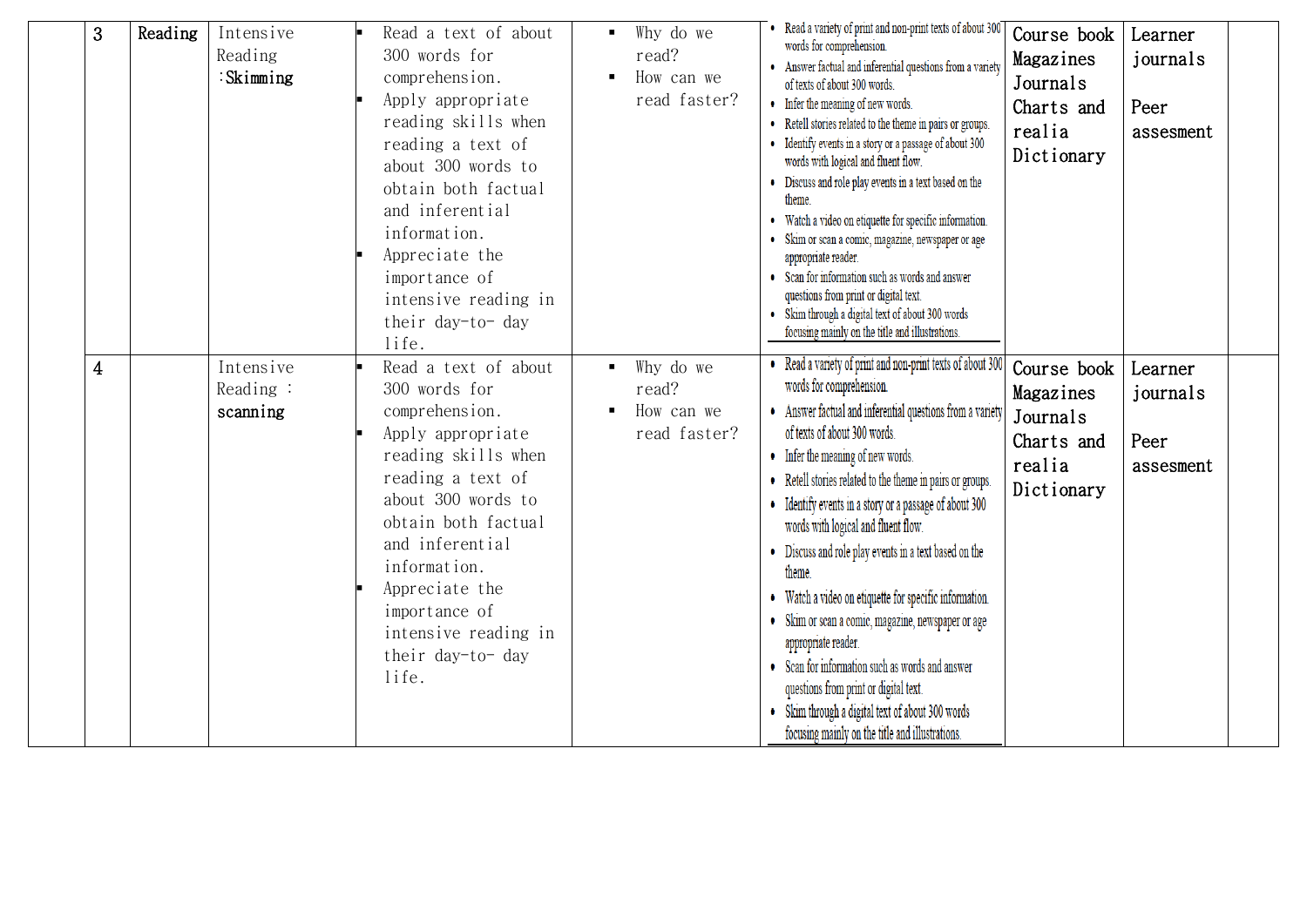|  | 3 | Reading | Intensive Reading :**Skimming** | ▪ Read a text of about 300 words for comprehension.<br>▪ Apply appropriate reading skills when reading a text of about 300 words to obtain both factual and inferential information.<br>▪ Appreciate the importance of intensive reading in their day-to- day life. | ▪ Why do we read?<br>▪ How can we read faster? | • Read a variety of print and non-print texts of about 300 words for comprehension.<br>• Answer factual and inferential questions from a variety of texts of about 300 words.<br>• Infer the meaning of new words.<br>• Retell stories related to the theme in pairs or groups.<br>• Identify events in a story or a passage of about 300 words with logical and fluent flow.<br>• Discuss and role play events in a text based on the theme.<br>• Watch a video on etiquette for specific information.<br>• Skim or scan a comic, magazine, newspaper or age appropriate reader.<br>• Scan for information such as words and answer questions from print or digital text.<br>• Skim through a digital text of about 300 words focusing mainly on the title and illustrations. | Course book<br>Magazines<br>Journals<br>Charts and realia<br>Dictionary | Learner journals<br><br>Peer assesment |  |
|---|---|---|---|---|---|---|---|---|---|
|  | 4 |  | Intensive Reading : **scanning** | ▪ Read a text of about 300 words for comprehension.<br>▪ Apply appropriate reading skills when reading a text of about 300 words to obtain both factual and inferential information.<br>▪ Appreciate the importance of intensive reading in their day-to- day life. | ▪ Why do we read?<br>▪ How can we read faster? | • Read a variety of print and non-print texts of about 300 words for comprehension.<br>• Answer factual and inferential questions from a variety of texts of about 300 words.<br>• Infer the meaning of new words.<br>• Retell stories related to the theme in pairs or groups.<br>• Identify events in a story or a passage of about 300 words with logical and fluent flow.<br>• Discuss and role play events in a text based on the theme.<br>• Watch a video on etiquette for specific information.<br>• Skim or scan a comic, magazine, newspaper or age appropriate reader.<br>• Scan for information such as words and answer questions from print or digital text.<br>• Skim through a digital text of about 300 words focusing mainly on the title and illustrations. | Course book<br>Magazines<br>Journals<br>Charts and realia<br>Dictionary | Learner journals<br><br>Peer assesment |  |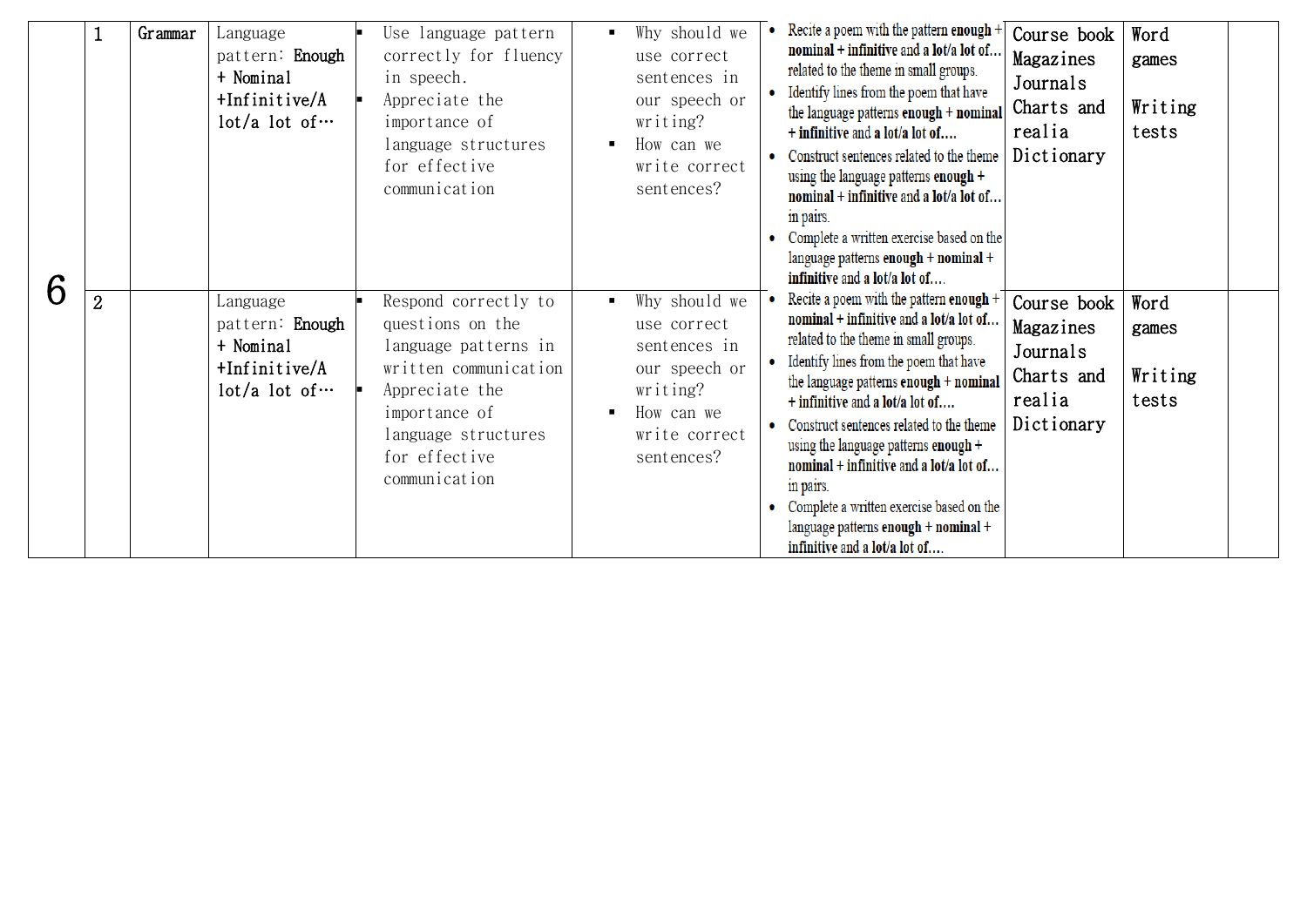| | | | | | | | | | |
|---|---|---|---|---|---|---|---|---|---|
| 6 | 1 | Grammar | Language pattern: **Enough + Nominal +Infinitive/A lot/a lot of…** | ▪ Use language pattern correctly for fluency in speech.<br>▪ Appreciate the importance of language structures for effective communication | ▪ Why should we use correct sentences in our speech or writing?<br>▪ How can we write correct sentences? | • Recite a poem with the pattern **enough + nominal + infinitive** and **a lot/a lot of…** related to the theme in small groups.<br>• Identify lines from the poem that have the language patterns **enough + nominal + infinitive** and **a lot/a lot of….**<br>• Construct sentences related to the theme using the language patterns **enough + nominal + infinitive** and **a lot/a lot of…** in pairs.<br>• Complete a written exercise based on the language patterns **enough + nominal + infinitive** and **a lot/a lot of….** | Course book<br>Magazines<br>Journals<br>Charts and realia<br>Dictionary | Word games<br><br>Writing tests | |
| | 2 | | Language pattern: **Enough + Nominal +Infinitive/A lot/a lot of…** | ▪ Respond correctly to questions on the language patterns in written communication<br>▪ Appreciate the importance of language structures for effective communication | ▪ Why should we use correct sentences in our speech or writing?<br>▪ How can we write correct sentences? | • Recite a poem with the pattern **enough + nominal + infinitive** and **a lot/a lot of…** related to the theme in small groups.<br>• Identify lines from the poem that have the language patterns **enough + nominal + infinitive** and **a lot/a lot of….**<br>• Construct sentences related to the theme using the language patterns **enough + nominal + infinitive** and **a lot/a lot of…** in pairs.<br>• Complete a written exercise based on the language patterns **enough + nominal + infinitive** and **a lot/a lot of….** | Course book<br>Magazines<br>Journals<br>Charts and realia<br>Dictionary | Word games<br><br>Writing tests | |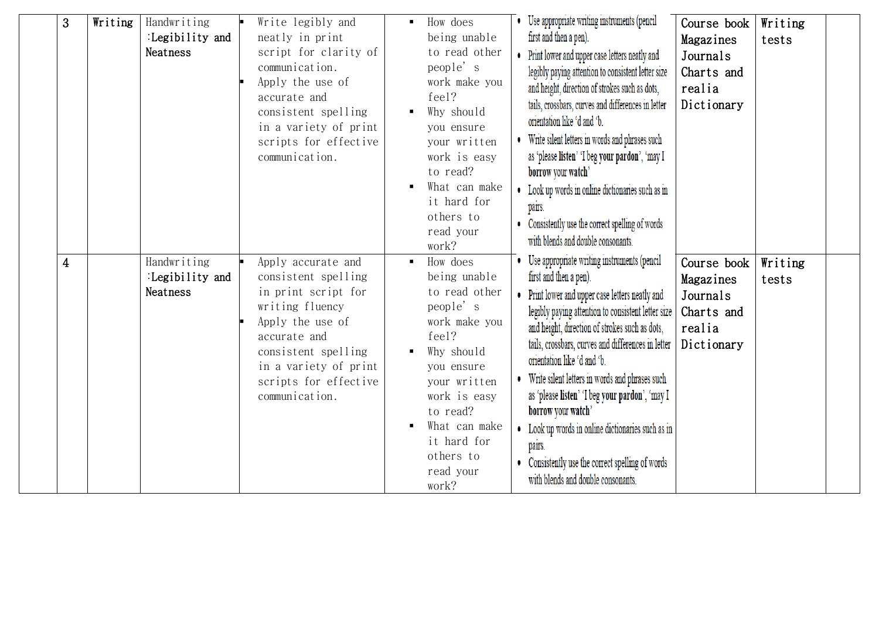|  | 3 | Writing | Handwriting :Legibility and Neatness | ▪ Write legibly and neatly in print script for clarity of communication.<br>▪ Apply the use of accurate and consistent spelling in a variety of print scripts for effective communication. | ▪ How does being unable to read other people' s work make you feel?<br>▪ Why should you ensure your written work is easy to read?<br>▪ What can make it hard for others to read your work? | • Use appropriate writing instruments (pencil first and then a pen).<br>• Print lower and upper case letters neatly and legibly paying attention to consistent letter size and height, direction of strokes such as dots, tails, crossbars, curves and differences in letter orientation like 'd and 'b.<br>• Write silent letters in words and phrases such as 'please **listen**' 'I beg **your pardon**', 'may I **borrow your watch**'<br>• Look up words in online dictionaries such as in pairs.<br>• Consistently use the correct spelling of words with blends and double consonants. | Course book<br>Magazines<br>Journals<br>Charts and realia<br>Dictionary | Writing tests |  |
|---|---|---|---|---|---|---|---|---|---|
|  | 4 |  | Handwriting :Legibility and Neatness | ▪ Apply accurate and consistent spelling in print script for writing fluency<br>▪ Apply the use of accurate and consistent spelling in a variety of print scripts for effective communication. | ▪ How does being unable to read other people' s work make you feel?<br>▪ Why should you ensure your written work is easy to read?<br>▪ What can make it hard for others to read your work? | • Use appropriate writing instruments (pencil first and then a pen).<br>• Print lower and upper case letters neatly and legibly paying attention to consistent letter size and height, direction of strokes such as dots, tails, crossbars, curves and differences in letter orientation like 'd and 'b.<br>• Write silent letters in words and phrases such as 'please **listen**' 'I beg **your pardon**', 'may I **borrow your watch**'<br>• Look up words in online dictionaries such as in pairs.<br>• Consistently use the correct spelling of words with blends and double consonants. | Course book<br>Magazines<br>Journals<br>Charts and realia<br>Dictionary | Writing tests |  |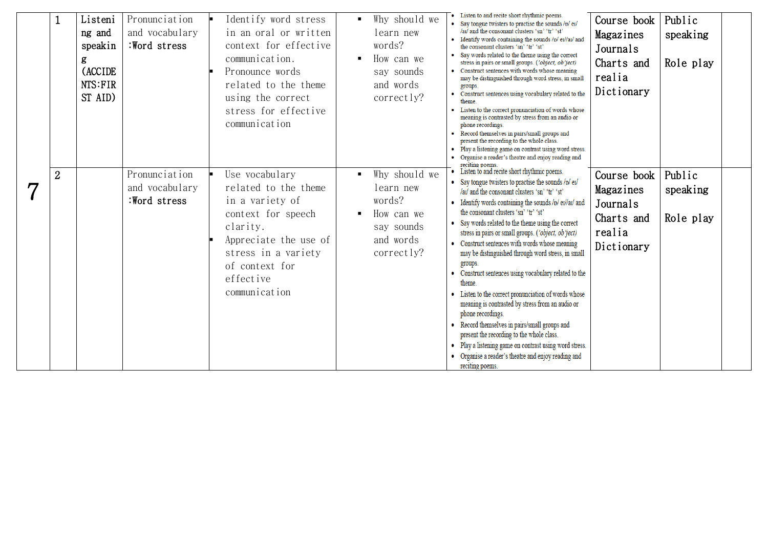| 7 | 1 | Listening and speaking (ACCIDENTS:FIRST AID) | Pronunciation and vocabulary :Word stress | ▪ Identify word stress in an oral or written context for effective communication.<br>▪ Pronounce words related to the theme using the correct stress for effective communication | ▪ Why should we learn new words?<br>▪ How can we say sounds and words correctly? | • Listen to and recite short rhythmic poems.<br>• Say tongue twisters to practise the sounds /ɒ/ eɪ/ /aʊ/ and the consonant clusters 'sn' 'tr' 'st'<br>• Identify words containing the sounds /ɒ/ eɪ//aɪ/ and the consonant clusters 'sn' 'tr' 'st'<br>• Say words related to the theme using the correct stress in pairs or small groups. (*'object, ob'ject)*<br>• Construct sentences with words whose meaning may be distinguished through word stress, in small groups.<br>• Construct sentences using vocabulary related to the theme.<br>• Listen to the correct pronunciation of words whose meaning is contrasted by stress from an audio or phone recordings.<br>• Record themselves in pairs/small groups and present the recording to the whole class.<br>• Play a listening game on contrast using word stress.<br>• Organise a reader's theatre and enjoy reading and reciting poems. | Course book<br>Magazines<br>Journals<br>Charts and realia<br>Dictionary | Public speaking<br><br>Role play | |
|---|---|---|---|---|---|---|---|---|---|
| | 2 | | Pronunciation and vocabulary :Word stress | ▪ Use vocabulary related to the theme in a variety of context for speech clarity.<br>▪ Appreciate the use of stress in a variety of context for effective communication | ▪ Why should we learn new words?<br>▪ How can we say sounds and words correctly? | • Listen to and recite short rhythmic poems.<br>• Say tongue twisters to practise the sounds /ɒ/ eɪ/ /aʊ/ and the consonant clusters 'sn' 'tr' 'st'<br>• Identify words containing the sounds /ɒ/ eɪ//aɪ/ and the consonant clusters 'sn' 'tr' 'st'<br>• Say words related to the theme using the correct stress in pairs or small groups. (*'object, ob'ject)*<br>• Construct sentences with words whose meaning may be distinguished through word stress, in small groups.<br>• Construct sentences using vocabulary related to the theme.<br>• Listen to the correct pronunciation of words whose meaning is contrasted by stress from an audio or phone recordings.<br>• Record themselves in pairs/small groups and present the recording to the whole class.<br>• Play a listening game on contrast using word stress.<br>• Organise a reader's theatre and enjoy reading and reciting poems. | Course book<br>Magazines<br>Journals<br>Charts and realia<br>Dictionary | Public speaking<br><br>Role play | |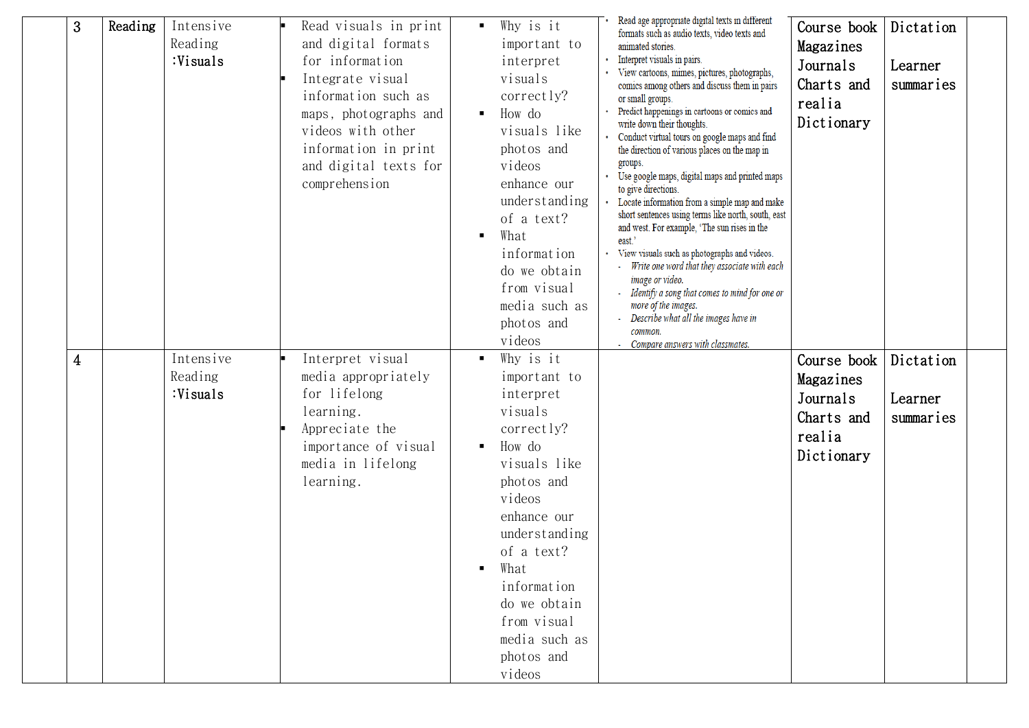| | 3 | Reading | Intensive Reading :Visuals | ▪ Read visuals in print and digital formats for information<br>▪ Integrate visual information such as maps, photographs and videos with other information in print and digital texts for comprehension | ▪ Why is it important to interpret visuals correctly?<br>▪ How do visuals like photos and videos enhance our understanding of a text?<br>▪ What information do we obtain from visual media such as photos and videos | • Read age appropriate digital texts in different formats such as audio texts, video texts and animated stories.<br>• Interpret visuals in pairs.<br>• View cartoons, mimes, pictures, photographs, comics among others and discuss them in pairs or small groups.<br>• Predict happenings in cartoons or comics and write down their thoughts.<br>• Conduct virtual tours on google maps and find the direction of various places on the map in groups.<br>• Use google maps, digital maps and printed maps to give directions.<br>• Locate information from a simple map and make short sentences using terms like north, south, east and west. For example, 'The sun rises in the east.'<br>• View visuals such as photographs and videos.<br>- *Write one word that they associate with each image or video.*<br>- *Identify a song that comes to mind for one or more of the images.*<br>- *Describe what all the images have in common.*<br>- *Compare answers with classmates.* | Course book<br>Magazines<br>Journals<br>Charts and realia<br>Dictionary | Dictation<br><br>Learner summaries | |
|---|---|---|---|---|---|---|---|---|---|
| | 4 | | Intensive Reading :Visuals | ▪ Interpret visual media appropriately for lifelong learning.<br>▪ Appreciate the importance of visual media in lifelong learning. | ▪ Why is it important to interpret visuals correctly?<br>▪ How do visuals like photos and videos enhance our understanding of a text?<br>▪ What information do we obtain from visual media such as photos and videos | | Course book<br>Magazines<br>Journals<br>Charts and realia<br>Dictionary | Dictation<br><br>Learner summaries | |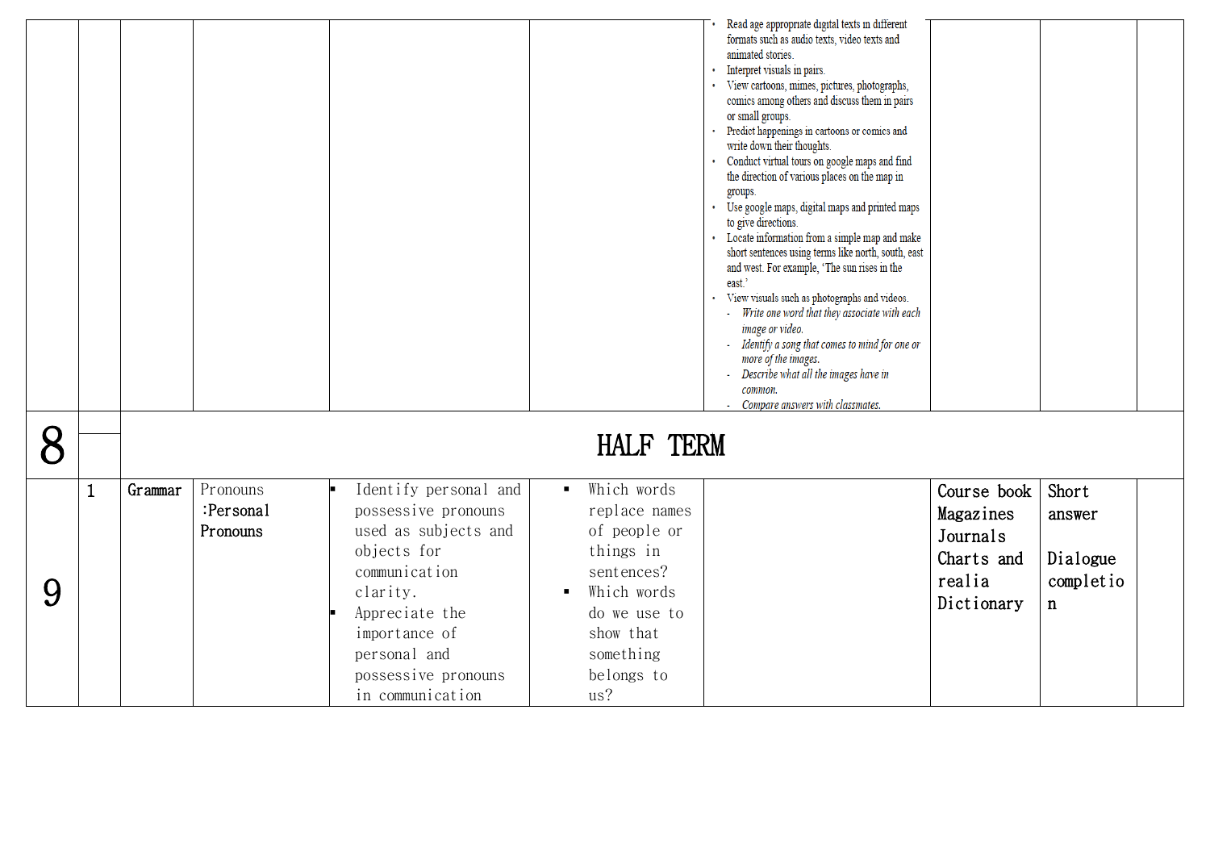| | | | | | | | | | |
|---|---|---|---|---|---|---|---|---|---|
| | | | | | | • Read age appropriate digital texts in different formats such as audio texts, video texts and animated stories.<br>• Interpret visuals in pairs.<br>• View cartoons, mimes, pictures, photographs, comics among others and discuss them in pairs or small groups.<br>• Predict happenings in cartoons or comics and write down their thoughts.<br>• Conduct virtual tours on google maps and find the direction of various places on the map in groups.<br>• Use google maps, digital maps and printed maps to give directions.<br>• Locate information from a simple map and make short sentences using terms like north, south, east and west. For example, 'The sun rises in the east.'<br>• View visuals such as photographs and videos.<br>- *Write one word that they associate with each image or video.*<br>- *Identify a song that comes to mind for one or more of the images.*<br>- *Describe what all the images have in common.*<br>- *Compare answers with classmates.* | | | |
| 8 | | HALF TERM | | | | | | | |
| 9 | 1 | Grammar | Pronouns :Personal Pronouns | ▪ Identify personal and possessive pronouns used as subjects and objects for communication clarity.<br>▪ Appreciate the importance of personal and possessive pronouns in communication | ▪ Which words replace names of people or things in sentences?<br>▪ Which words do we use to show that something belongs to us? | | Course book<br>Magazines<br>Journals<br>Charts and realia<br>Dictionary | Short answer<br><br>Dialogue completion | |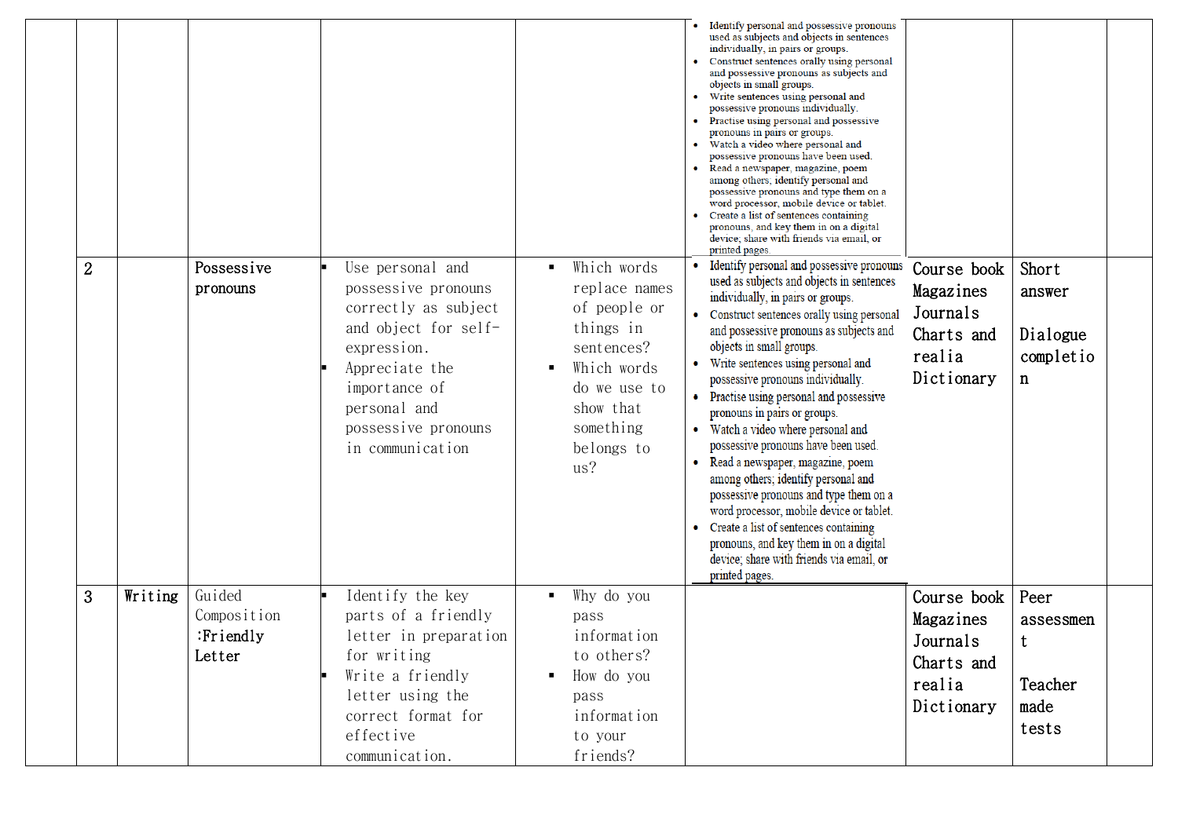| | | | | | | | | |
|---|---|---|---|---|---|---|---|---|
| | | | | | • Identify personal and possessive pronouns used as subjects and objects in sentences individually, in pairs or groups.<br>• Construct sentences orally using personal and possessive pronouns as subjects and objects in small groups.<br>• Write sentences using personal and possessive pronouns individually.<br>• Practise using personal and possessive pronouns in pairs or groups.<br>• Watch a video where personal and possessive pronouns have been used.<br>• Read a newspaper, magazine, poem among others; identify personal and possessive pronouns and type them on a word processor, mobile device or tablet.<br>• Create a list of sentences containing pronouns, and key them in on a digital device; share with friends via email, or printed pages. | | | |
| 2 | | Possessive pronouns | ▪ Use personal and possessive pronouns correctly as subject and object for self-expression.<br>▪ Appreciate the importance of personal and possessive pronouns in communication | ▪ Which words replace names of people or things in sentences?<br>▪ Which words do we use to show that something belongs to us? | • Identify personal and possessive pronouns used as subjects and objects in sentences individually, in pairs or groups.<br>• Construct sentences orally using personal and possessive pronouns as subjects and objects in small groups.<br>• Write sentences using personal and possessive pronouns individually.<br>• Practise using personal and possessive pronouns in pairs or groups.<br>• Watch a video where personal and possessive pronouns have been used.<br>• Read a newspaper, magazine, poem among others; identify personal and possessive pronouns and type them on a word processor, mobile device or tablet.<br>• Create a list of sentences containing pronouns, and key them in on a digital device; share with friends via email, or printed pages. | Course book<br>Magazines<br>Journals<br>Charts and realia<br>Dictionary | Short answer<br><br>Dialogue completion | |
| 3 | Writing | Guided Composition :Friendly Letter | ▪ Identify the key parts of a friendly letter in preparation for writing<br>▪ Write a friendly letter using the correct format for effective communication. | ▪ Why do you pass information to others?<br>▪ How do you pass information to your friends? | | Course book<br>Magazines<br>Journals<br>Charts and realia<br>Dictionary | Peer assessment<br><br>Teacher made tests | |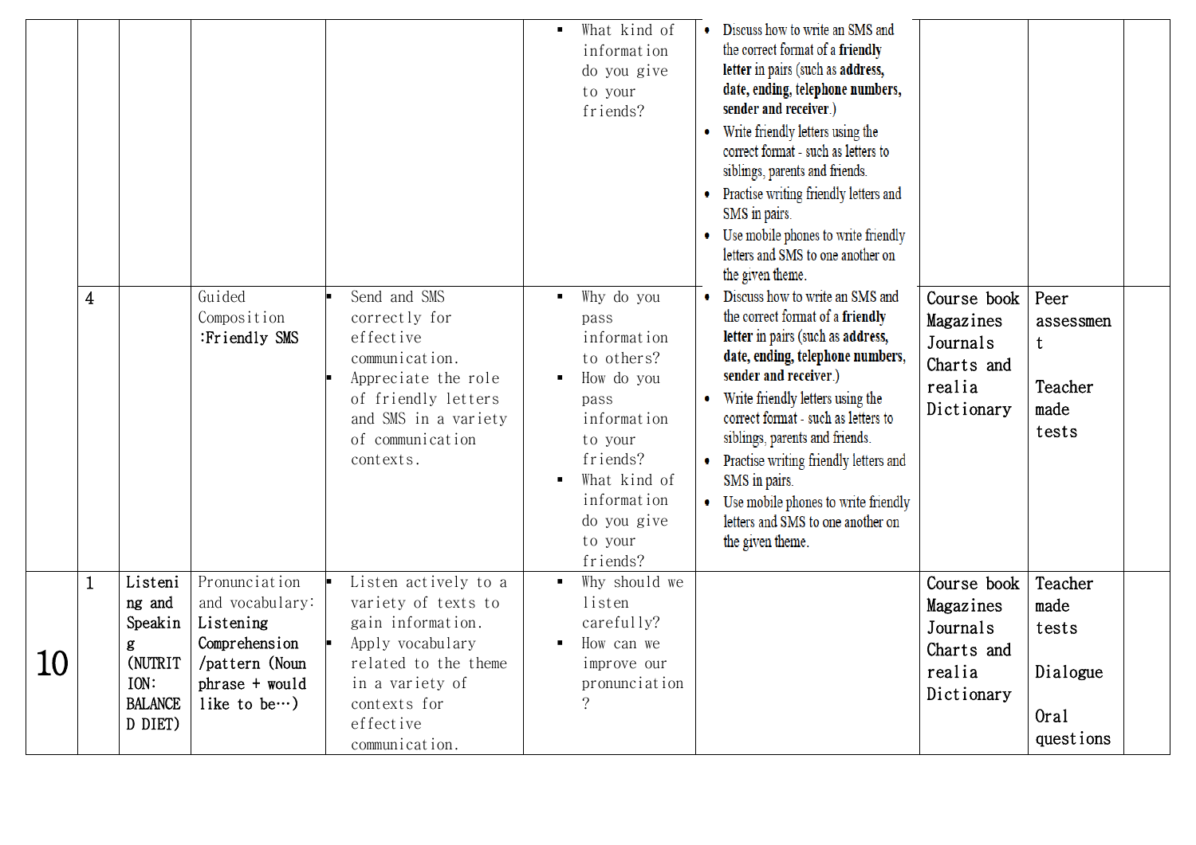| | | | | | ▪ What kind of information do you give to your friends? | • Discuss how to write an SMS and the correct format of a **friendly letter** in pairs (such as **address, date, ending, telephone numbers, sender and receiver**.)<br>• Write friendly letters using the correct format - such as letters to siblings, parents and friends.<br>• Practise writing friendly letters and SMS in pairs.<br>• Use mobile phones to write friendly letters and SMS to one another on the given theme. | | | |
|---|---|---|---|---|---|---|---|---|---|
| | 4 | | Guided Composition :Friendly SMS | ▪ Send and SMS correctly for effective communication.<br>▪ Appreciate the role of friendly letters and SMS in a variety of communication contexts. | ▪ Why do you pass information to others?<br>▪ How do you pass information to your friends?<br>▪ What kind of information do you give to your friends? | • Discuss how to write an SMS and the correct format of a **friendly letter** in pairs (such as **address, date, ending, telephone numbers, sender and receiver**.)<br>• Write friendly letters using the correct format - such as letters to siblings, parents and friends.<br>• Practise writing friendly letters and SMS in pairs.<br>• Use mobile phones to write friendly letters and SMS to one another on the given theme. | Course book<br>Magazines<br>Journals<br>Charts and realia<br>Dictionary | Peer assessment<br><br>Teacher made tests | |
| 10 | 1 | Listening and Speaking (NUTRITION: BALANCED DIET) | Pronunciation and vocabulary: Listening Comprehension /pattern (Noun phrase + would like to be…) | ▪ Listen actively to a variety of texts to gain information.<br>▪ Apply vocabulary related to the theme in a variety of contexts for effective communication. | ▪ Why should we listen carefully?<br>▪ How can we improve our pronunciation? | | Course book<br>Magazines<br>Journals<br>Charts and realia<br>Dictionary | Teacher made tests<br><br>Dialogue<br><br>Oral questions | |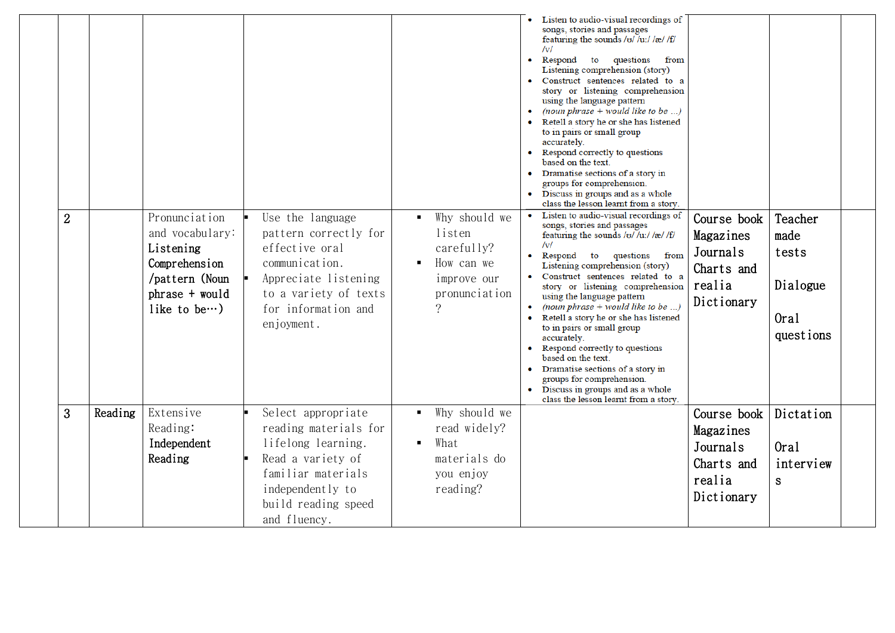|  |  |  |  |  |  | <ul><li>Listen to audio-visual recordings of songs, stories and passages featuring the sounds /ʊ/ /u:/ /æ/ /f/ /v/</li><li>Respond to questions from Listening comprehension (story)</li><li>Construct sentences related to a story or listening comprehension using the language pattern</li><li>*(noun phrase + would like to be …)*</li><li>Retell a story he or she has listened to in pairs or small group accurately.</li><li>Respond correctly to questions based on the text.</li><li>Dramatise sections of a story in groups for comprehension.</li><li>Discuss in groups and as a whole class the lesson learnt from a story.</li></ul> |  |  |  |
|---|---|---|---|---|---|---|---|---|---|
|  | 2 |  | Pronunciation and vocabulary: **Listening Comprehension /pattern (Noun phrase + would like to be…)** | ▪ Use the language pattern correctly for effective oral communication.<br>▪ Appreciate listening to a variety of texts for information and enjoyment. | ▪ Why should we listen carefully?<br>▪ How can we improve our pronunciation? | <ul><li>Listen to audio-visual recordings of songs, stories and passages featuring the sounds /ʊ/ /u:/ /æ/ /f/ /v/</li><li>Respond to questions from Listening comprehension (story)</li><li>Construct sentences related to a story or listening comprehension using the language pattern</li><li>*(noun phrase + would like to be …)*</li><li>Retell a story he or she has listened to in pairs or small group accurately.</li><li>Respond correctly to questions based on the text.</li><li>Dramatise sections of a story in groups for comprehension.</li><li>Discuss in groups and as a whole class the lesson learnt from a story.</li></ul> | Course book<br>Magazines<br>Journals<br>Charts and realia<br>Dictionary | Teacher made tests<br><br>Dialogue<br><br>Oral questions |  |
|  | 3 | Reading | Extensive Reading: **Independent Reading** | ▪ Select appropriate reading materials for lifelong learning.<br>▪ Read a variety of familiar materials independently to build reading speed and fluency. | ▪ Why should we read widely?<br>▪ What materials do you enjoy reading? |  | Course book<br>Magazines<br>Journals<br>Charts and realia<br>Dictionary | Dictation<br><br>Oral interviews |  |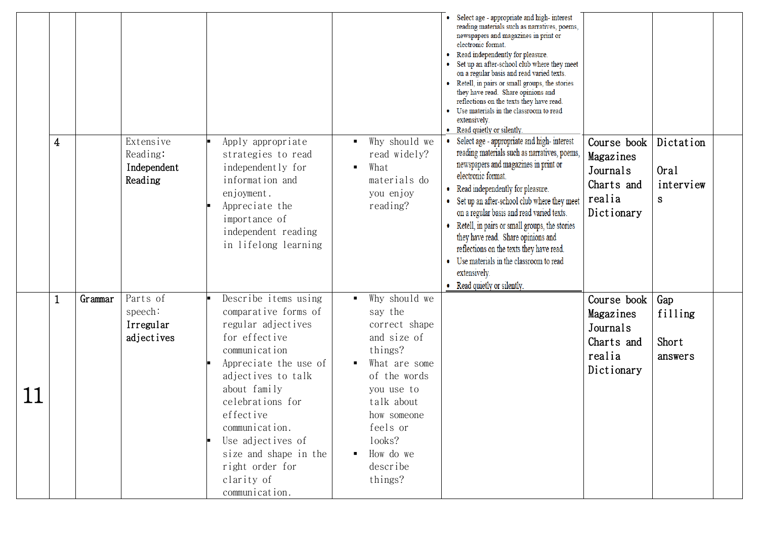| | | | | | | | | | |
|---|---|---|---|---|---|---|---|---|---|
| | | | | | | • Select age - appropriate and high- interest reading materials such as narratives, poems, newspapers and magazines in print or electronic format.<br>• Read independently for pleasure.<br>• Set up an after-school club where they meet on a regular basis and read varied texts.<br>• Retell, in pairs or small groups, the stories they have read. Share opinions and reflections on the texts they have read.<br>• Use materials in the classroom to read extensively.<br>• Read quietly or silently. | | | |
| | 4 | | Extensive Reading: **Independent Reading** | ▪ Apply appropriate strategies to read independently for information and enjoyment.<br>▪ Appreciate the importance of independent reading in lifelong learning | ▪ Why should we read widely?<br>▪ What materials do you enjoy reading? | • Select age - appropriate and high- interest reading materials such as narratives, poems, newspapers and magazines in print or electronic format.<br>• Read independently for pleasure.<br>• Set up an after-school club where they meet on a regular basis and read varied texts.<br>• Retell, in pairs or small groups, the stories they have read. Share opinions and reflections on the texts they have read.<br>• Use materials in the classroom to read extensively.<br>• Read quietly or silently. | Course book<br>Magazines<br>Journals<br>Charts and realia<br>Dictionary | Dictation<br><br>Oral interviews | |
| 11 | 1 | Grammar | Parts of speech: **Irregular adjectives** | ▪ Describe items using comparative forms of regular adjectives for effective communication<br>▪ Appreciate the use of adjectives to talk about family celebrations for effective communication.<br>▪ Use adjectives of size and shape in the right order for clarity of communication. | ▪ Why should we say the correct shape and size of things?<br>▪ What are some of the words you use to talk about how someone feels or looks?<br>▪ How do we describe things? | | Course book<br>Magazines<br>Journals<br>Charts and realia<br>Dictionary | Gap filling<br><br>Short answers | |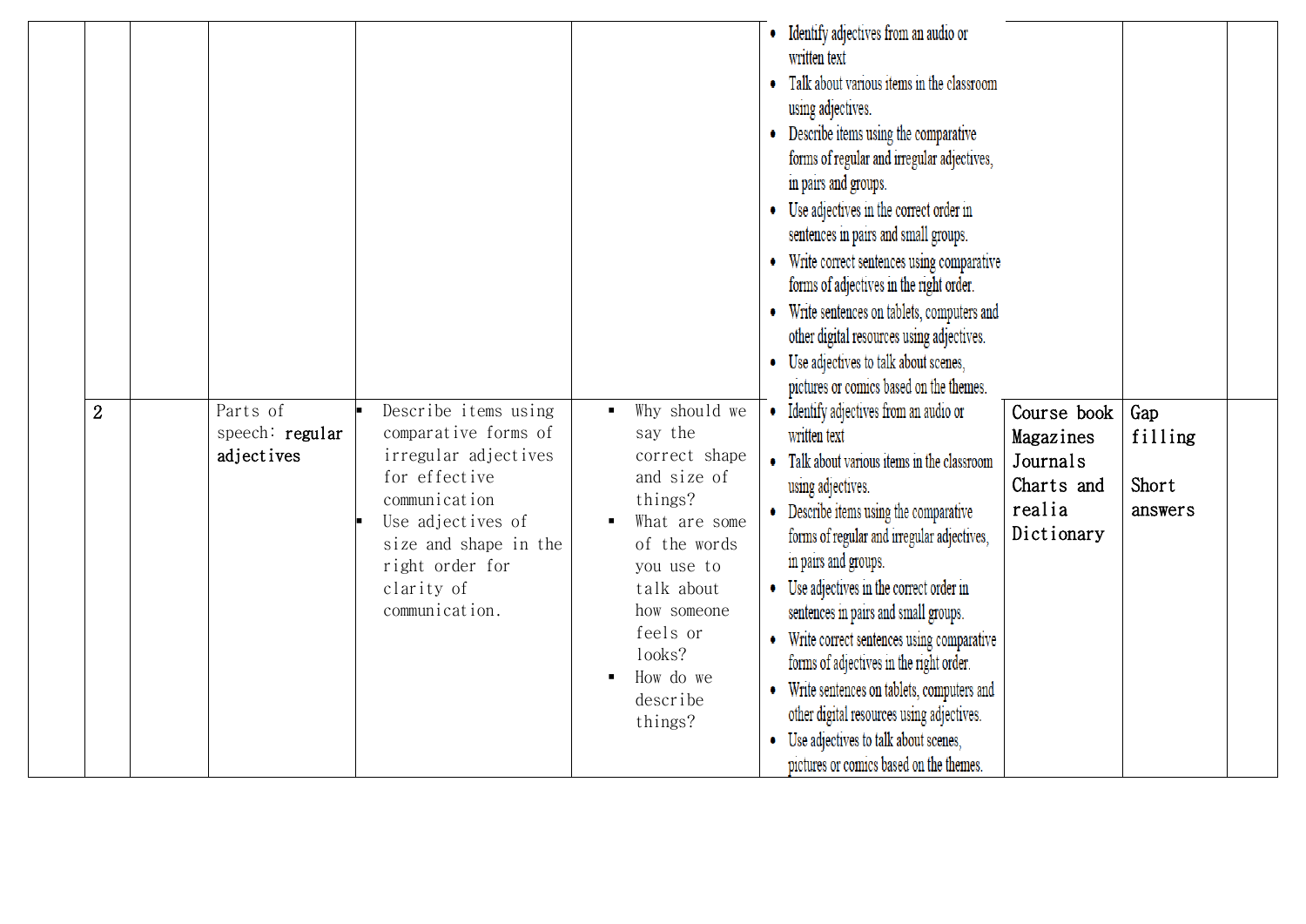| | | | | | | | | | |
|---|---|---|---|---|---|---|---|---|---|
| | | | | | | • Identify adjectives from an audio or written text<br>• Talk about various items in the classroom using adjectives.<br>• Describe items using the comparative forms of regular and irregular adjectives, in pairs and groups.<br>• Use adjectives in the correct order in sentences in pairs and small groups.<br>• Write correct sentences using comparative forms of adjectives in the right order.<br>• Write sentences on tablets, computers and other digital resources using adjectives.<br>• Use adjectives to talk about scenes, pictures or comics based on the themes. | | | |
| | 2 | | Parts of speech: **regular adjectives** | ▪ Describe items using comparative forms of irregular adjectives for effective communication<br>▪ Use adjectives of size and shape in the right order for clarity of communication. | ▪ Why should we say the correct shape and size of things?<br>▪ What are some of the words you use to talk about how someone feels or looks?<br>▪ How do we describe things? | • Identify adjectives from an audio or written text<br>• Talk about various items in the classroom using adjectives.<br>• Describe items using the comparative forms of regular and irregular adjectives, in pairs and groups.<br>• Use adjectives in the correct order in sentences in pairs and small groups.<br>• Write correct sentences using comparative forms of adjectives in the right order.<br>• Write sentences on tablets, computers and other digital resources using adjectives.<br>• Use adjectives to talk about scenes, pictures or comics based on the themes. | Course book<br>Magazines<br>Journals<br>Charts and realia<br>Dictionary | Gap filling<br><br>Short answers | |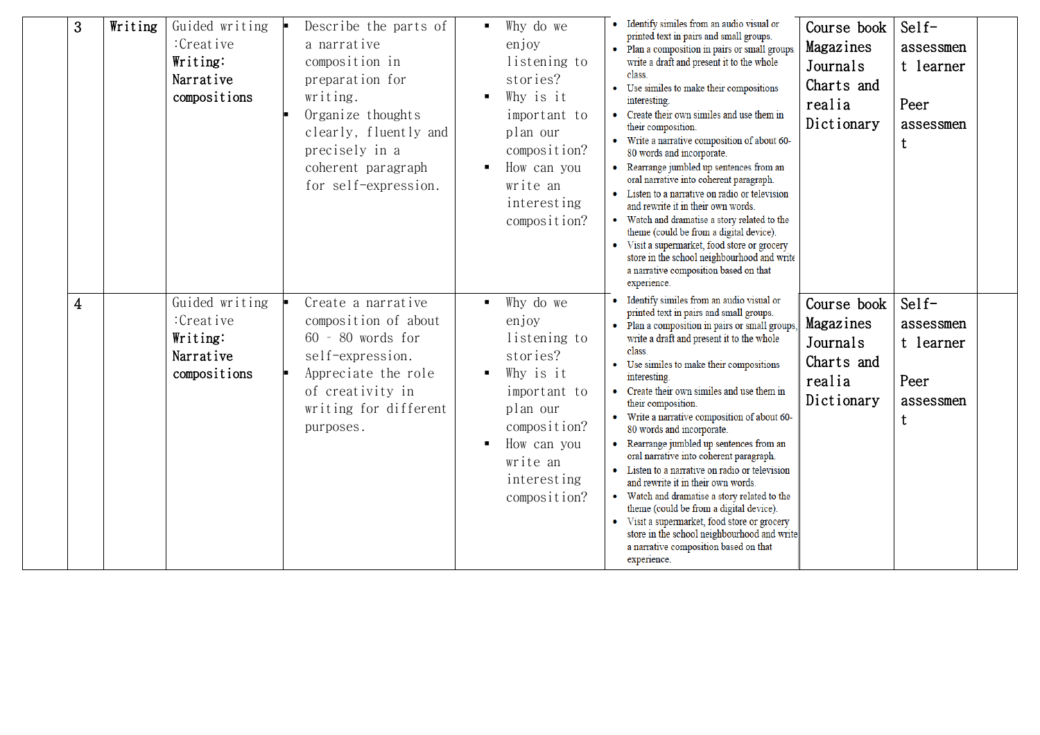|  | 3 | Writing | Guided writing :Creative **Writing: Narrative compositions** | ▪ Describe the parts of a narrative composition in preparation for writing.<br>▪ Organize thoughts clearly, fluently and precisely in a coherent paragraph for self-expression. | ▪ Why do we enjoy listening to stories?<br>▪ Why is it important to plan our composition?<br>▪ How can you write an interesting composition? | • Identify similes from an audio visual or printed text in pairs and small groups.<br>• Plan a composition in pairs or small groups, write a draft and present it to the whole class.<br>• Use similes to make their compositions interesting.<br>• Create their own similes and use them in their composition.<br>• Write a narrative composition of about 60-80 words and incorporate.<br>• Rearrange jumbled up sentences from an oral narrative into coherent paragraph.<br>• Listen to a narrative on radio or television and rewrite it in their own words.<br>• Watch and dramatise a story related to the theme (could be from a digital device).<br>• Visit a supermarket, food store or grocery store in the school neighbourhood and write a narrative composition based on that experience. | Course book Magazines Journals Charts and realia Dictionary | Self-assessment learner<br><br>Peer assessment |  |
|---|---|---|---|---|---|---|---|---|---|
|  | 4 |  | Guided writing :Creative **Writing: Narrative compositions** | ▪ Create a narrative composition of about 60 – 80 words for self-expression.<br>▪ Appreciate the role of creativity in writing for different purposes. | ▪ Why do we enjoy listening to stories?<br>▪ Why is it important to plan our composition?<br>▪ How can you write an interesting composition? | • Identify similes from an audio visual or printed text in pairs and small groups.<br>• Plan a composition in pairs or small groups, write a draft and present it to the whole class.<br>• Use similes to make their compositions interesting.<br>• Create their own similes and use them in their composition.<br>• Write a narrative composition of about 60-80 words and incorporate.<br>• Rearrange jumbled up sentences from an oral narrative into coherent paragraph.<br>• Listen to a narrative on radio or television and rewrite it in their own words.<br>• Watch and dramatise a story related to the theme (could be from a digital device).<br>• Visit a supermarket, food store or grocery store in the school neighbourhood and write a narrative composition based on that experience. | Course book Magazines Journals Charts and realia Dictionary | Self-assessment learner<br><br>Peer assessment |  |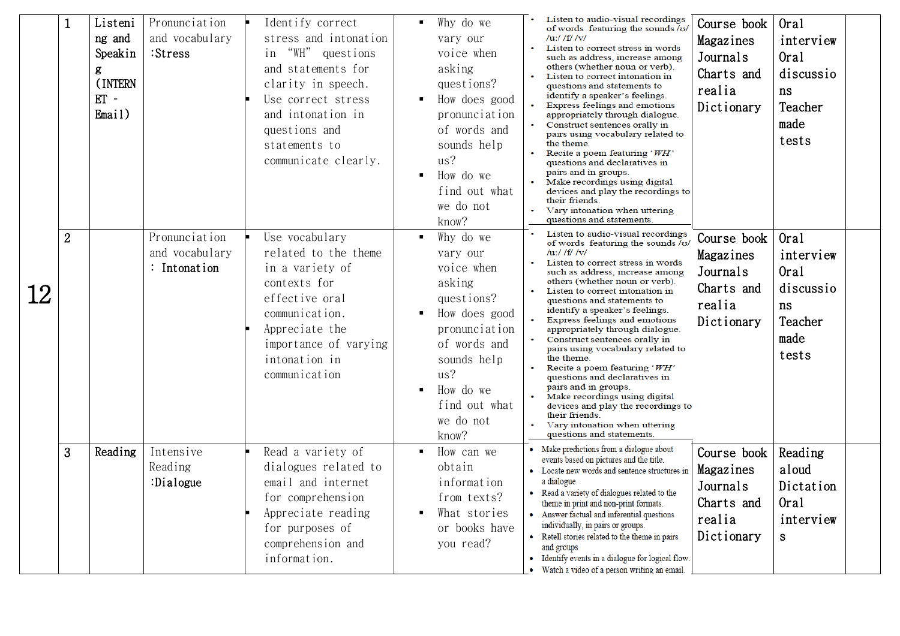| 12 | 1 | Listening and Speaking (INTERNET - Email) | Pronunciation and vocabulary :Stress | ▪ Identify correct stress and intonation in "WH" questions and statements for clarity in speech. ▪ Use correct stress and intonation in questions and statements to communicate clearly. | ▪ Why do we vary our voice when asking questions? ▪ How does good pronunciation of words and sounds help us? ▪ How do we find out what we do not know? | • Listen to audio-visual recordings of words featuring the sounds /ʊ/ /u:/ /f/ /v/ • Listen to correct stress in words such as address, increase among others (whether noun or verb). • Listen to correct intonation in questions and statements to identify a speaker's feelings. • Express feelings and emotions appropriately through dialogue. • Construct sentences orally in pairs using vocabulary related to the theme. • Recite a poem featuring *'WH'* questions and declaratives in pairs and in groups. • Make recordings using digital devices and play the recordings to their friends. • Vary intonation when uttering questions and statements. | Course book Magazines Journals Charts and realia Dictionary | Oral interview Oral discussions Teacher made tests | |
|---|---|---|---|---|---|---|---|---|---|
| | 2 | | Pronunciation and vocabulary : Intonation | ▪ Use vocabulary related to the theme in a variety of contexts for effective oral communication. ▪ Appreciate the importance of varying intonation in communication | ▪ Why do we vary our voice when asking questions? ▪ How does good pronunciation of words and sounds help us? ▪ How do we find out what we do not know? | • Listen to audio-visual recordings of words featuring the sounds /ʊ/ /u:/ /f/ /v/ • Listen to correct stress in words such as address, increase among others (whether noun or verb). • Listen to correct intonation in questions and statements to identify a speaker's feelings. • Express feelings and emotions appropriately through dialogue. • Construct sentences orally in pairs using vocabulary related to the theme. • Recite a poem featuring *'WH'* questions and declaratives in pairs and in groups. • Make recordings using digital devices and play the recordings to their friends. • Vary intonation when uttering questions and statements. | Course book Magazines Journals Charts and realia Dictionary | Oral interview Oral discussions Teacher made tests | |
| | 3 | Reading | Intensive Reading :Dialogue | ▪ Read a variety of dialogues related to email and internet for comprehension ▪ Appreciate reading for purposes of comprehension and information. | ▪ How can we obtain information from texts? ▪ What stories or books have you read? | • Make predictions from a dialogue about events based on pictures and the title. • Locate new words and sentence structures in a dialogue. • Read a variety of dialogues related to the theme in print and non-print formats. • Answer factual and inferential questions individually, in pairs or groups. • Retell stories related to the theme in pairs and groups • Identify events in a dialogue for logical flow. • Watch a video of a person writing an email. | Course book Magazines Journals Charts and realia Dictionary | Reading aloud Dictation Oral interviews | |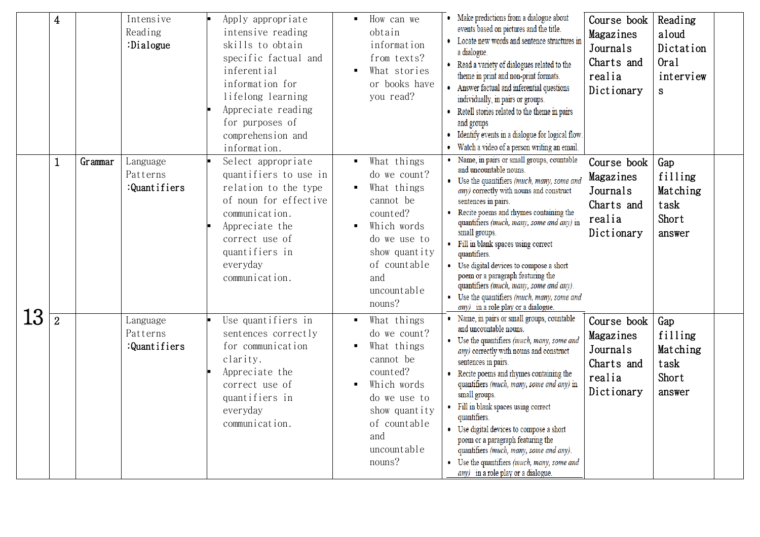| | 4 | | Intensive Reading :Dialogue | ▪ Apply appropriate intensive reading skills to obtain specific factual and inferential information for lifelong learning<br>▪ Appreciate reading for purposes of comprehension and information. | ▪ How can we obtain information from texts?<br>▪ What stories or books have you read? | • Make predictions from a dialogue about events based on pictures and the title.<br>• Locate new words and sentence structures in a dialogue.<br>• Read a variety of dialogues related to the theme in print and non-print formats.<br>• Answer factual and inferential questions individually, in pairs or groups.<br>• Retell stories related to the theme in pairs and groups<br>• Identify events in a dialogue for logical flow.<br>• Watch a video of a person writing an email. | Course book Magazines Journals Charts and realia Dictionary | Reading aloud Dictation Oral interviews | |
|---|---|---|---|---|---|---|---|---|---|
| 13 | 1 | Grammar | Language Patterns :Quantifiers | ▪ Select appropriate quantifiers to use in relation to the type of noun for effective communication.<br>▪ Appreciate the correct use of quantifiers in everyday communication. | ▪ What things do we count?<br>▪ What things cannot be counted?<br>▪ Which words do we use to show quantity of countable and uncountable nouns? | • Name, in pairs or small groups, countable and uncountable nouns.<br>• Use the quantifiers *(much, many, some and any)* correctly with nouns and construct sentences in pairs.<br>• Recite poems and rhymes containing the quantifiers *(much, many, some and any)* in small groups.<br>• Fill in blank spaces using correct quantifiers.<br>• Use digital devices to compose a short poem or a paragraph featuring the quantifiers *(much, many, some and any)*.<br>• Use the quantifiers *(much, many, some and any)* in a role play or a dialogue. | Course book Magazines Journals Charts and realia Dictionary | Gap filling Matching task Short answer | |
| | 2 | | Language Patterns :Quantifiers | ▪ Use quantifiers in sentences correctly for communication clarity.<br>▪ Appreciate the correct use of quantifiers in everyday communication. | ▪ What things do we count?<br>▪ What things cannot be counted?<br>▪ Which words do we use to show quantity of countable and uncountable nouns? | • Name, in pairs or small groups, countable and uncountable nouns.<br>• Use the quantifiers *(much, many, some and any)* correctly with nouns and construct sentences in pairs.<br>• Recite poems and rhymes containing the quantifiers *(much, many, some and any)* in small groups.<br>• Fill in blank spaces using correct quantifiers.<br>• Use digital devices to compose a short poem or a paragraph featuring the quantifiers *(much, many, some and any)*.<br>• Use the quantifiers *(much, many, some and any)* in a role play or a dialogue. | Course book Magazines Journals Charts and realia Dictionary | Gap filling Matching task Short answer | |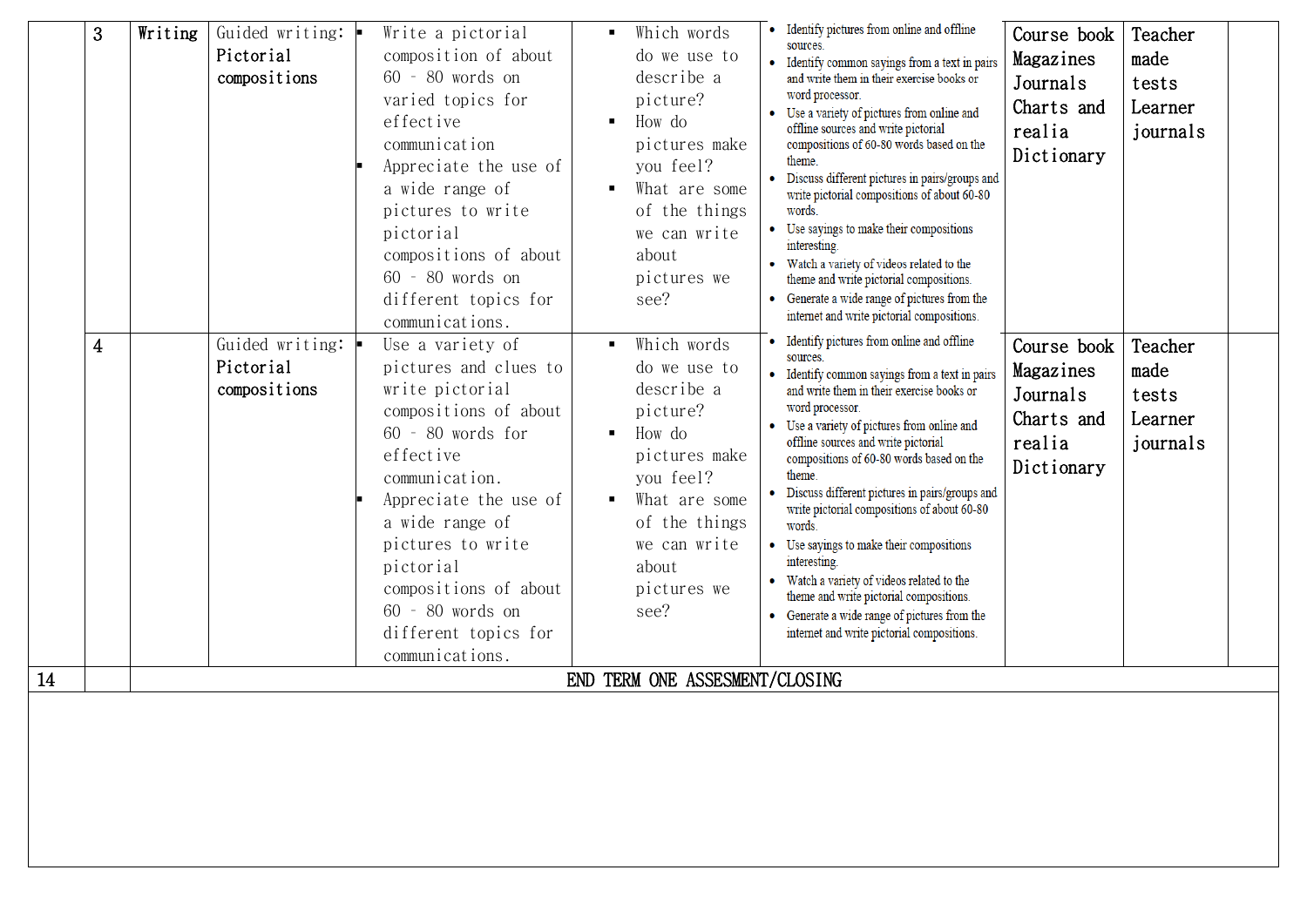| | | | | | | | | | |
|---|---|---|---|---|---|---|---|---|---|
| | 3 | Writing | Guided writing: Pictorial compositions | ▪ Write a pictorial composition of about 60 - 80 words on varied topics for effective communication<br>▪ Appreciate the use of a wide range of pictures to write pictorial compositions of about 60 - 80 words on different topics for communications. | ▪ Which words do we use to describe a picture?<br>▪ How do pictures make you feel?<br>▪ What are some of the things we can write about pictures we see? | • Identify pictures from online and offline sources.<br>• Identify common sayings from a text in pairs and write them in their exercise books or word processor.<br>• Use a variety of pictures from online and offline sources and write pictorial compositions of 60-80 words based on the theme.<br>• Discuss different pictures in pairs/groups and write pictorial compositions of about 60-80 words.<br>• Use sayings to make their compositions interesting.<br>• Watch a variety of videos related to the theme and write pictorial compositions.<br>• Generate a wide range of pictures from the internet and write pictorial compositions. | Course book<br>Magazines<br>Journals<br>Charts and realia<br>Dictionary | Teacher made tests<br>Learner journals | |
| | 4 | | Guided writing: Pictorial compositions | ▪ Use a variety of pictures and clues to write pictorial compositions of about 60 - 80 words for effective communication.<br>▪ Appreciate the use of a wide range of pictures to write pictorial compositions of about 60 - 80 words on different topics for communications. | ▪ Which words do we use to describe a picture?<br>▪ How do pictures make you feel?<br>▪ What are some of the things we can write about pictures we see? | • Identify pictures from online and offline sources.<br>• Identify common sayings from a text in pairs and write them in their exercise books or word processor.<br>• Use a variety of pictures from online and offline sources and write pictorial compositions of 60-80 words based on the theme.<br>• Discuss different pictures in pairs/groups and write pictorial compositions of about 60-80 words.<br>• Use sayings to make their compositions interesting.<br>• Watch a variety of videos related to the theme and write pictorial compositions.<br>• Generate a wide range of pictures from the internet and write pictorial compositions. | Course book<br>Magazines<br>Journals<br>Charts and realia<br>Dictionary | Teacher made tests<br>Learner journals | |
| 14 | | END TERM ONE ASSESMENT/CLOSING | | | | | | | |